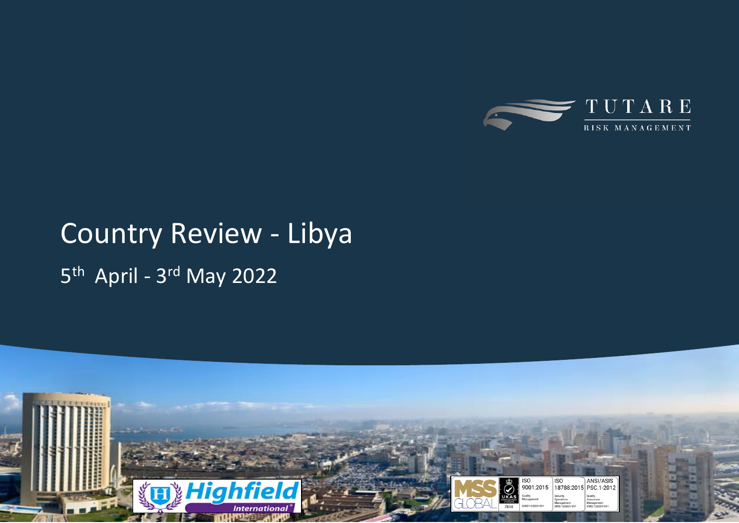TUTARE

RISK MANAGEMENT

# Country Review - Libya

## 5th April - 3rd May 2022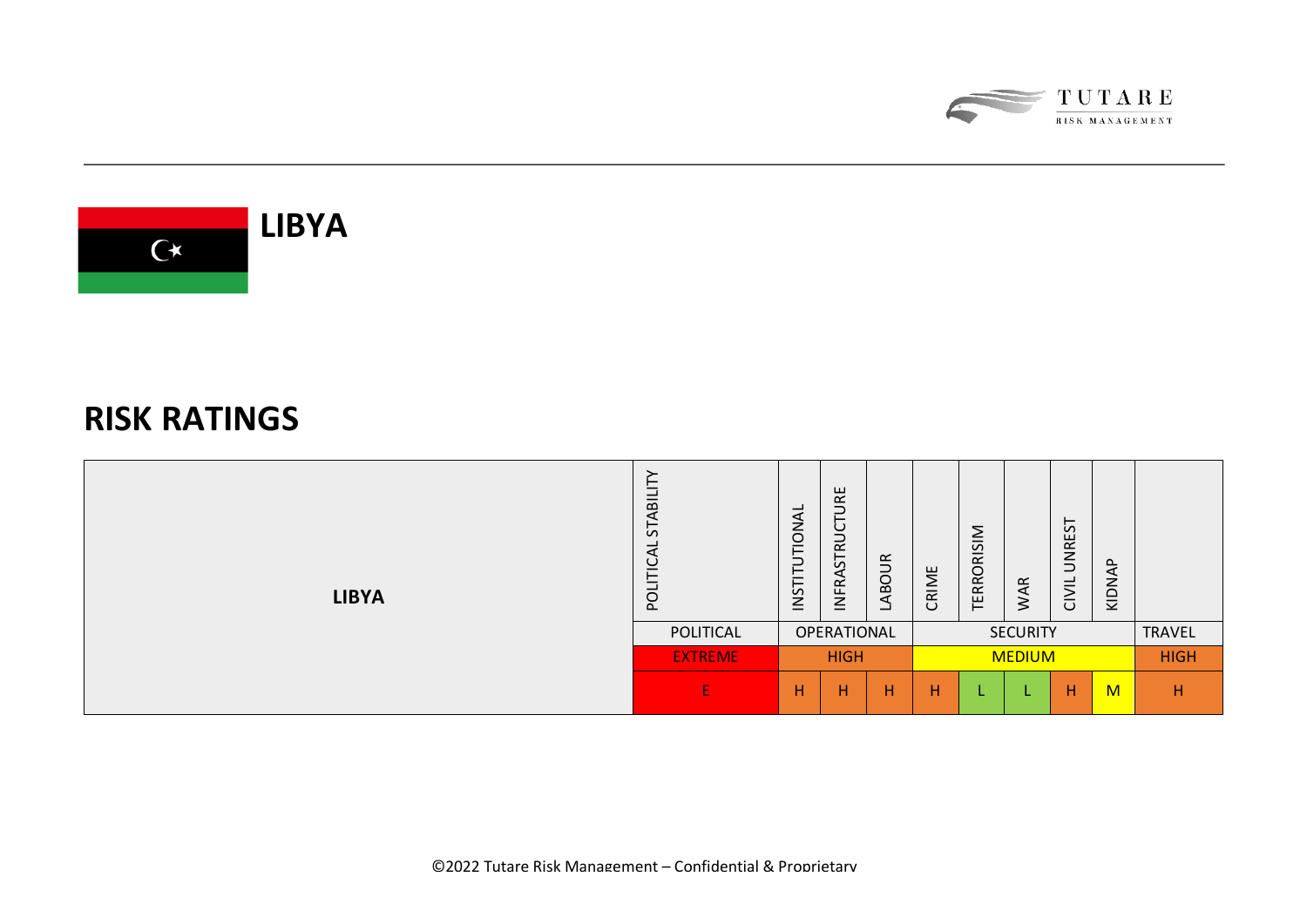# LIBYA

## RISK RATINGS

| LIBYA | POLITICAL STABILITY | INSTITUTIONAL | INFRASTRUCTURE | LABOUR | CRIME | TERRORISIM | WAR | CIVIL UNREST | KIDNAP | |
|---|---|---|---|---|---|---|---|---|---|---|
| | POLITICAL | OPERATIONAL | | | SECURITY | | | | | TRAVEL |
| | EXTREME | HIGH | | | MEDIUM | | | | | HIGH |
| | E | H | H | H | H | L | L | H | M | H |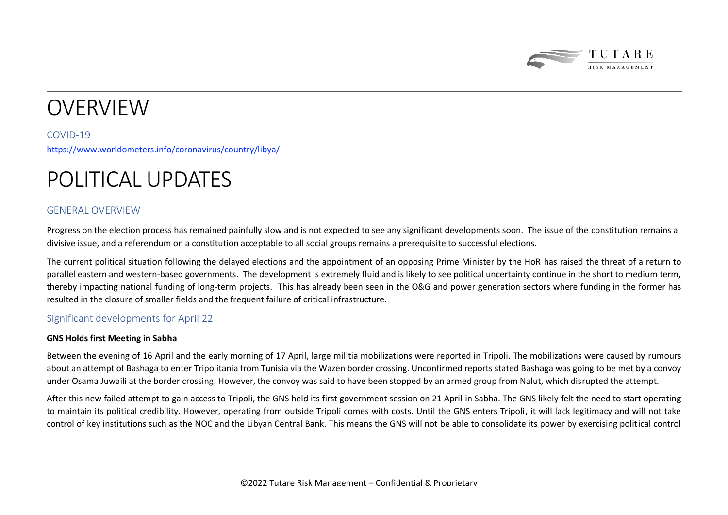# OVERVIEW

## COVID-19

https://www.worldometers.info/coronavirus/country/libya/

# POLITICAL UPDATES

## GENERAL OVERVIEW

Progress on the election process has remained painfully slow and is not expected to see any significant developments soon. The issue of the constitution remains a divisive issue, and a referendum on a constitution acceptable to all social groups remains a prerequisite to successful elections.

The current political situation following the delayed elections and the appointment of an opposing Prime Minister by the HoR has raised the threat of a return to parallel eastern and western-based governments. The development is extremely fluid and is likely to see political uncertainty continue in the short to medium term, thereby impacting national funding of long-term projects. This has already been seen in the O&G and power generation sectors where funding in the former has resulted in the closure of smaller fields and the frequent failure of critical infrastructure.

## Significant developments for April 22

**GNS Holds first Meeting in Sabha**

Between the evening of 16 April and the early morning of 17 April, large militia mobilizations were reported in Tripoli. The mobilizations were caused by rumours about an attempt of Bashaga to enter Tripolitania from Tunisia via the Wazen border crossing. Unconfirmed reports stated Bashaga was going to be met by a convoy under Osama Juwaili at the border crossing. However, the convoy was said to have been stopped by an armed group from Nalut, which disrupted the attempt.

After this new failed attempt to gain access to Tripoli, the GNS held its first government session on 21 April in Sabha. The GNS likely felt the need to start operating to maintain its political credibility. However, operating from outside Tripoli comes with costs. Until the GNS enters Tripoli, it will lack legitimacy and will not take control of key institutions such as the NOC and the Libyan Central Bank. This means the GNS will not be able to consolidate its power by exercising political control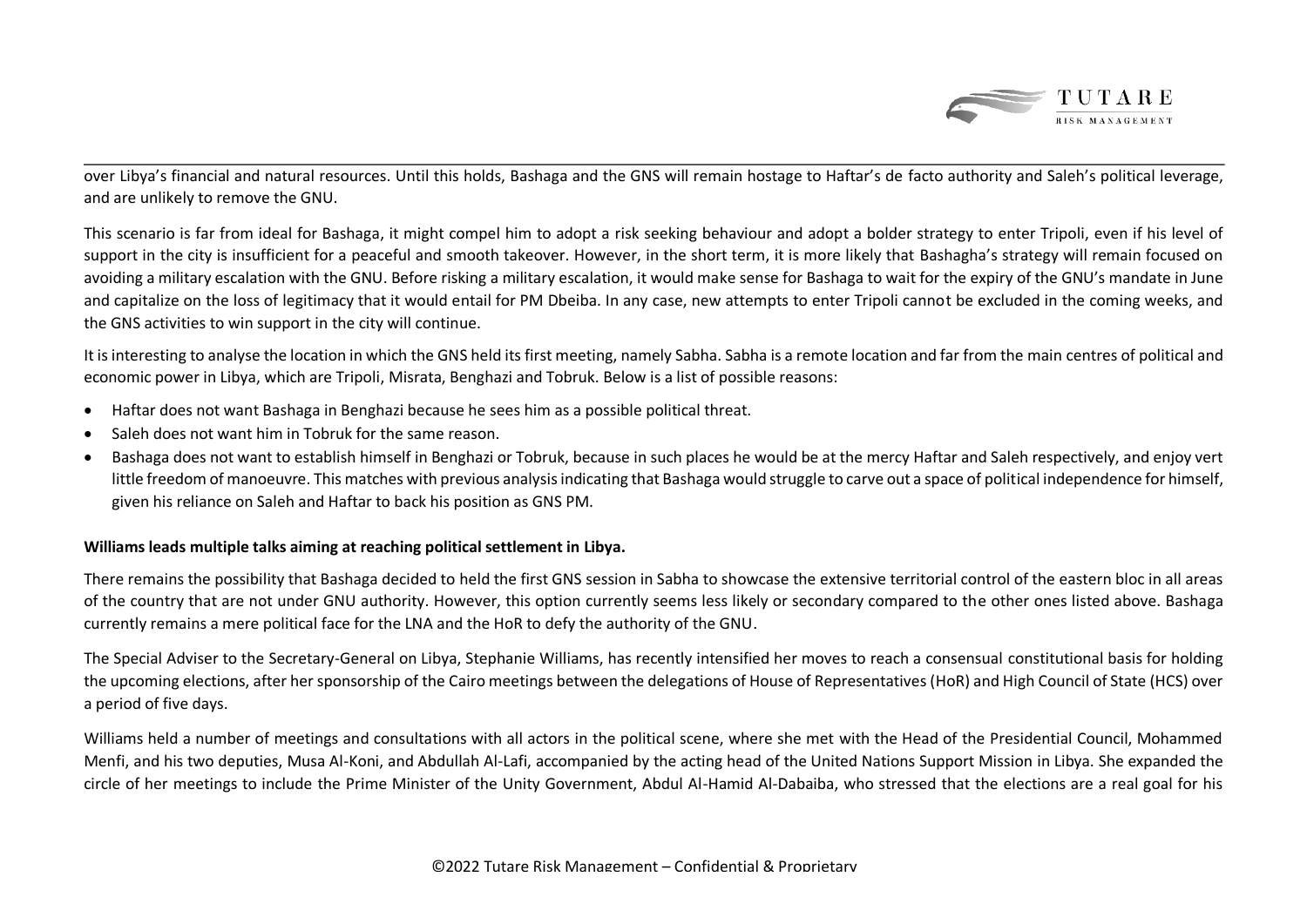over Libya's financial and natural resources. Until this holds, Bashaga and the GNS will remain hostage to Haftar's de facto authority and Saleh's political leverage, and are unlikely to remove the GNU.

This scenario is far from ideal for Bashaga, it might compel him to adopt a risk seeking behaviour and adopt a bolder strategy to enter Tripoli, even if his level of support in the city is insufficient for a peaceful and smooth takeover. However, in the short term, it is more likely that Bashagha's strategy will remain focused on avoiding a military escalation with the GNU. Before risking a military escalation, it would make sense for Bashaga to wait for the expiry of the GNU's mandate in June and capitalize on the loss of legitimacy that it would entail for PM Dbeiba. In any case, new attempts to enter Tripoli cannot be excluded in the coming weeks, and the GNS activities to win support in the city will continue.

It is interesting to analyse the location in which the GNS held its first meeting, namely Sabha. Sabha is a remote location and far from the main centres of political and economic power in Libya, which are Tripoli, Misrata, Benghazi and Tobruk. Below is a list of possible reasons:

- Haftar does not want Bashaga in Benghazi because he sees him as a possible political threat.
- Saleh does not want him in Tobruk for the same reason.
- Bashaga does not want to establish himself in Benghazi or Tobruk, because in such places he would be at the mercy Haftar and Saleh respectively, and enjoy vert little freedom of manoeuvre. This matches with previous analysis indicating that Bashaga would struggle to carve out a space of political independence for himself, given his reliance on Saleh and Haftar to back his position as GNS PM.

**Williams leads multiple talks aiming at reaching political settlement in Libya.**

There remains the possibility that Bashaga decided to held the first GNS session in Sabha to showcase the extensive territorial control of the eastern bloc in all areas of the country that are not under GNU authority. However, this option currently seems less likely or secondary compared to the other ones listed above. Bashaga currently remains a mere political face for the LNA and the HoR to defy the authority of the GNU.

The Special Adviser to the Secretary-General on Libya, Stephanie Williams, has recently intensified her moves to reach a consensual constitutional basis for holding the upcoming elections, after her sponsorship of the Cairo meetings between the delegations of House of Representatives (HoR) and High Council of State (HCS) over a period of five days.

Williams held a number of meetings and consultations with all actors in the political scene, where she met with the Head of the Presidential Council, Mohammed Menfi, and his two deputies, Musa Al-Koni, and Abdullah Al-Lafi, accompanied by the acting head of the United Nations Support Mission in Libya. She expanded the circle of her meetings to include the Prime Minister of the Unity Government, Abdul Al-Hamid Al-Dabaiba, who stressed that the elections are a real goal for his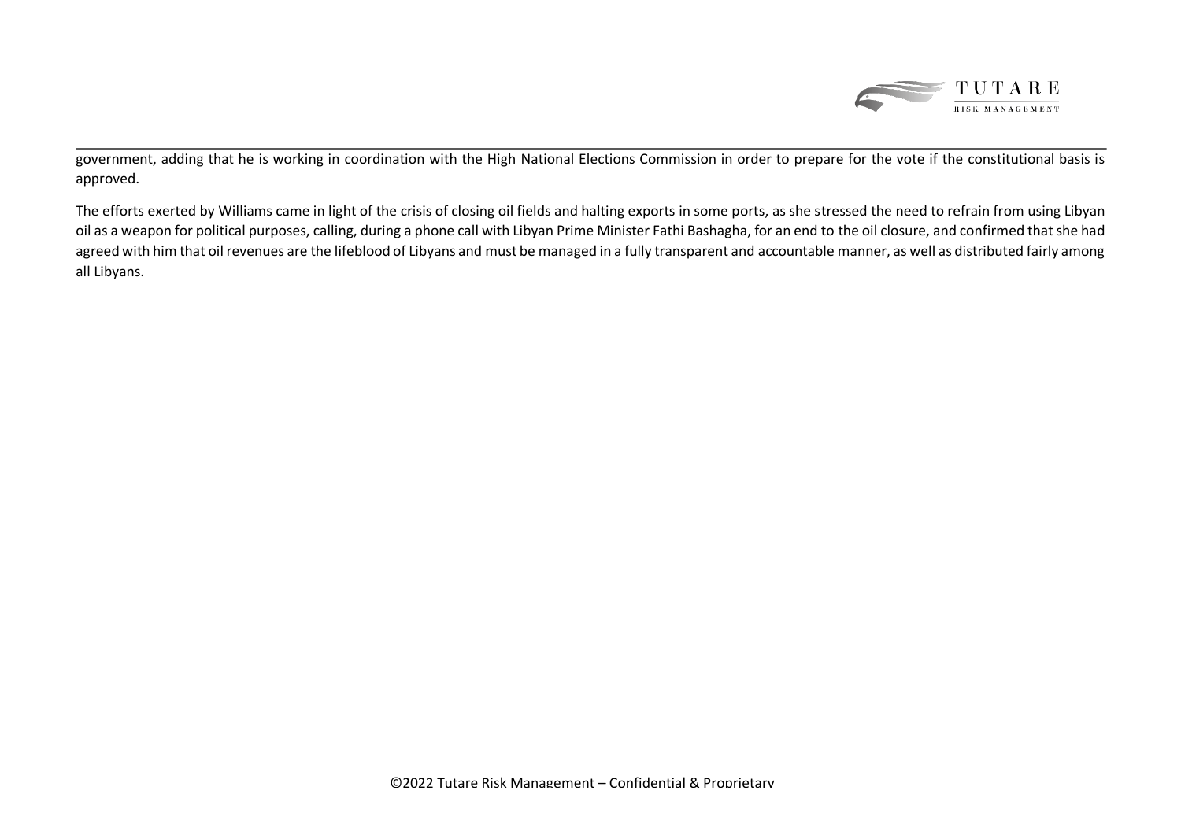government, adding that he is working in coordination with the High National Elections Commission in order to prepare for the vote if the constitutional basis is approved.

The efforts exerted by Williams came in light of the crisis of closing oil fields and halting exports in some ports, as she stressed the need to refrain from using Libyan oil as a weapon for political purposes, calling, during a phone call with Libyan Prime Minister Fathi Bashagha, for an end to the oil closure, and confirmed that she had agreed with him that oil revenues are the lifeblood of Libyans and must be managed in a fully transparent and accountable manner, as well as distributed fairly among all Libyans.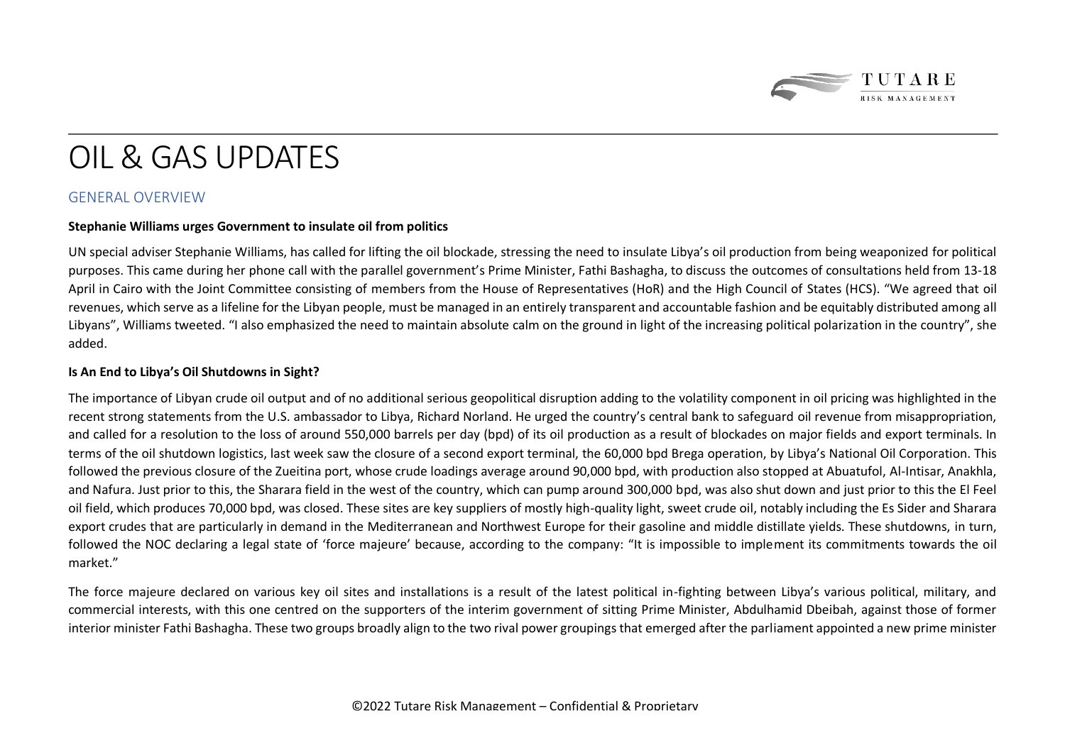# OIL & GAS UPDATES

## GENERAL OVERVIEW

**Stephanie Williams urges Government to insulate oil from politics**

UN special adviser Stephanie Williams, has called for lifting the oil blockade, stressing the need to insulate Libya's oil production from being weaponized for political purposes. This came during her phone call with the parallel government's Prime Minister, Fathi Bashagha, to discuss the outcomes of consultations held from 13-18 April in Cairo with the Joint Committee consisting of members from the House of Representatives (HoR) and the High Council of States (HCS). "We agreed that oil revenues, which serve as a lifeline for the Libyan people, must be managed in an entirely transparent and accountable fashion and be equitably distributed among all Libyans", Williams tweeted. "I also emphasized the need to maintain absolute calm on the ground in light of the increasing political polarization in the country", she added.

**Is An End to Libya's Oil Shutdowns in Sight?**

The importance of Libyan crude oil output and of no additional serious geopolitical disruption adding to the volatility component in oil pricing was highlighted in the recent strong statements from the U.S. ambassador to Libya, Richard Norland. He urged the country's central bank to safeguard oil revenue from misappropriation, and called for a resolution to the loss of around 550,000 barrels per day (bpd) of its oil production as a result of blockades on major fields and export terminals. In terms of the oil shutdown logistics, last week saw the closure of a second export terminal, the 60,000 bpd Brega operation, by Libya's National Oil Corporation. This followed the previous closure of the Zueitina port, whose crude loadings average around 90,000 bpd, with production also stopped at Abuatufol, Al-Intisar, Anakhla, and Nafura. Just prior to this, the Sharara field in the west of the country, which can pump around 300,000 bpd, was also shut down and just prior to this the El Feel oil field, which produces 70,000 bpd, was closed. These sites are key suppliers of mostly high-quality light, sweet crude oil, notably including the Es Sider and Sharara export crudes that are particularly in demand in the Mediterranean and Northwest Europe for their gasoline and middle distillate yields. These shutdowns, in turn, followed the NOC declaring a legal state of 'force majeure' because, according to the company: "It is impossible to implement its commitments towards the oil market."

The force majeure declared on various key oil sites and installations is a result of the latest political in-fighting between Libya's various political, military, and commercial interests, with this one centred on the supporters of the interim government of sitting Prime Minister, Abdulhamid Dbeibah, against those of former interior minister Fathi Bashagha. These two groups broadly align to the two rival power groupings that emerged after the parliament appointed a new prime minister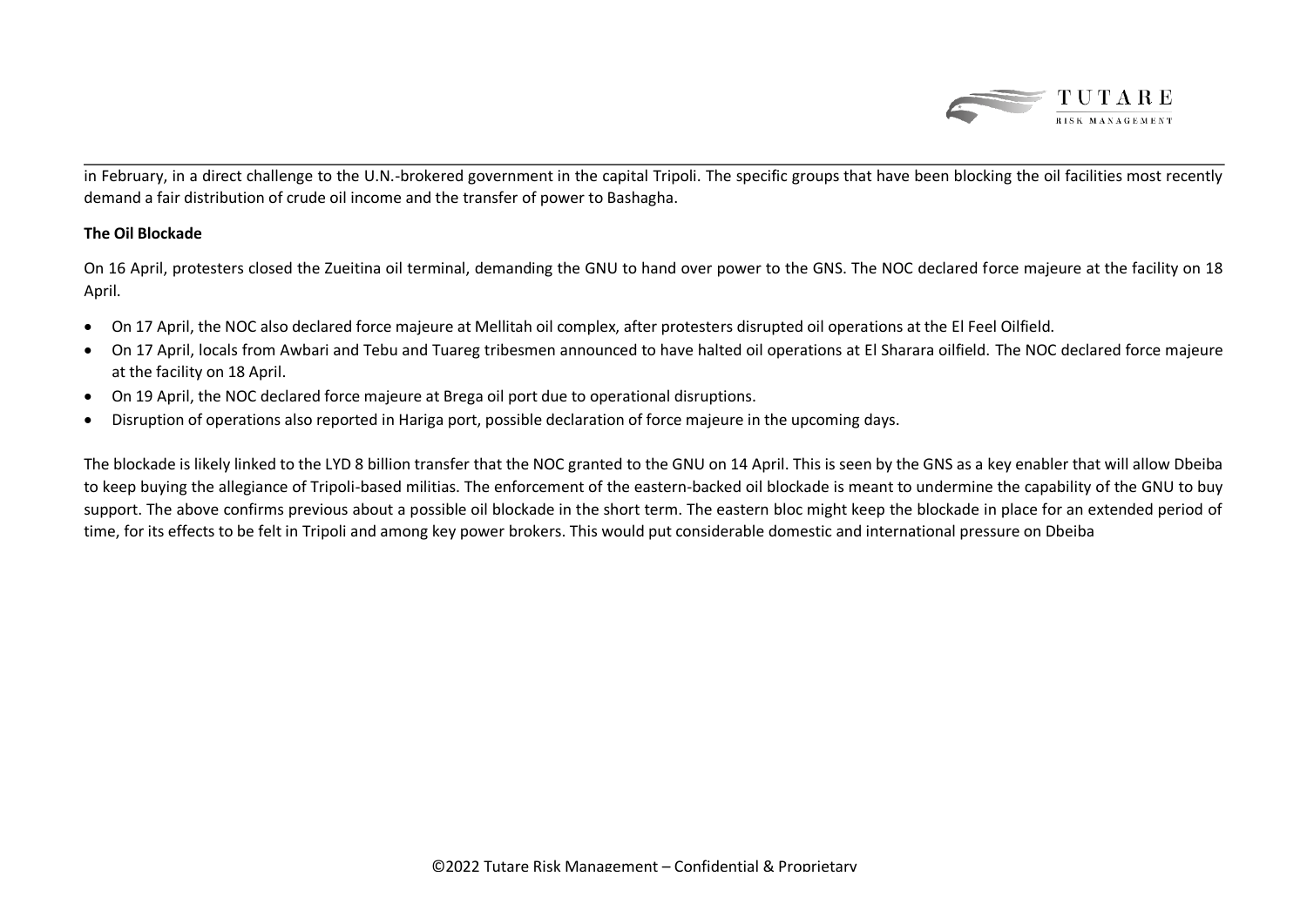in February, in a direct challenge to the U.N.-brokered government in the capital Tripoli. The specific groups that have been blocking the oil facilities most recently demand a fair distribution of crude oil income and the transfer of power to Bashagha.

**The Oil Blockade**

On 16 April, protesters closed the Zueitina oil terminal, demanding the GNU to hand over power to the GNS. The NOC declared force majeure at the facility on 18 April.

- On 17 April, the NOC also declared force majeure at Mellitah oil complex, after protesters disrupted oil operations at the El Feel Oilfield.
- On 17 April, locals from Awbari and Tebu and Tuareg tribesmen announced to have halted oil operations at El Sharara oilfield. The NOC declared force majeure at the facility on 18 April.
- On 19 April, the NOC declared force majeure at Brega oil port due to operational disruptions.
- Disruption of operations also reported in Hariga port, possible declaration of force majeure in the upcoming days.

The blockade is likely linked to the LYD 8 billion transfer that the NOC granted to the GNU on 14 April. This is seen by the GNS as a key enabler that will allow Dbeiba to keep buying the allegiance of Tripoli-based militias. The enforcement of the eastern-backed oil blockade is meant to undermine the capability of the GNU to buy support. The above confirms previous about a possible oil blockade in the short term. The eastern bloc might keep the blockade in place for an extended period of time, for its effects to be felt in Tripoli and among key power brokers. This would put considerable domestic and international pressure on Dbeiba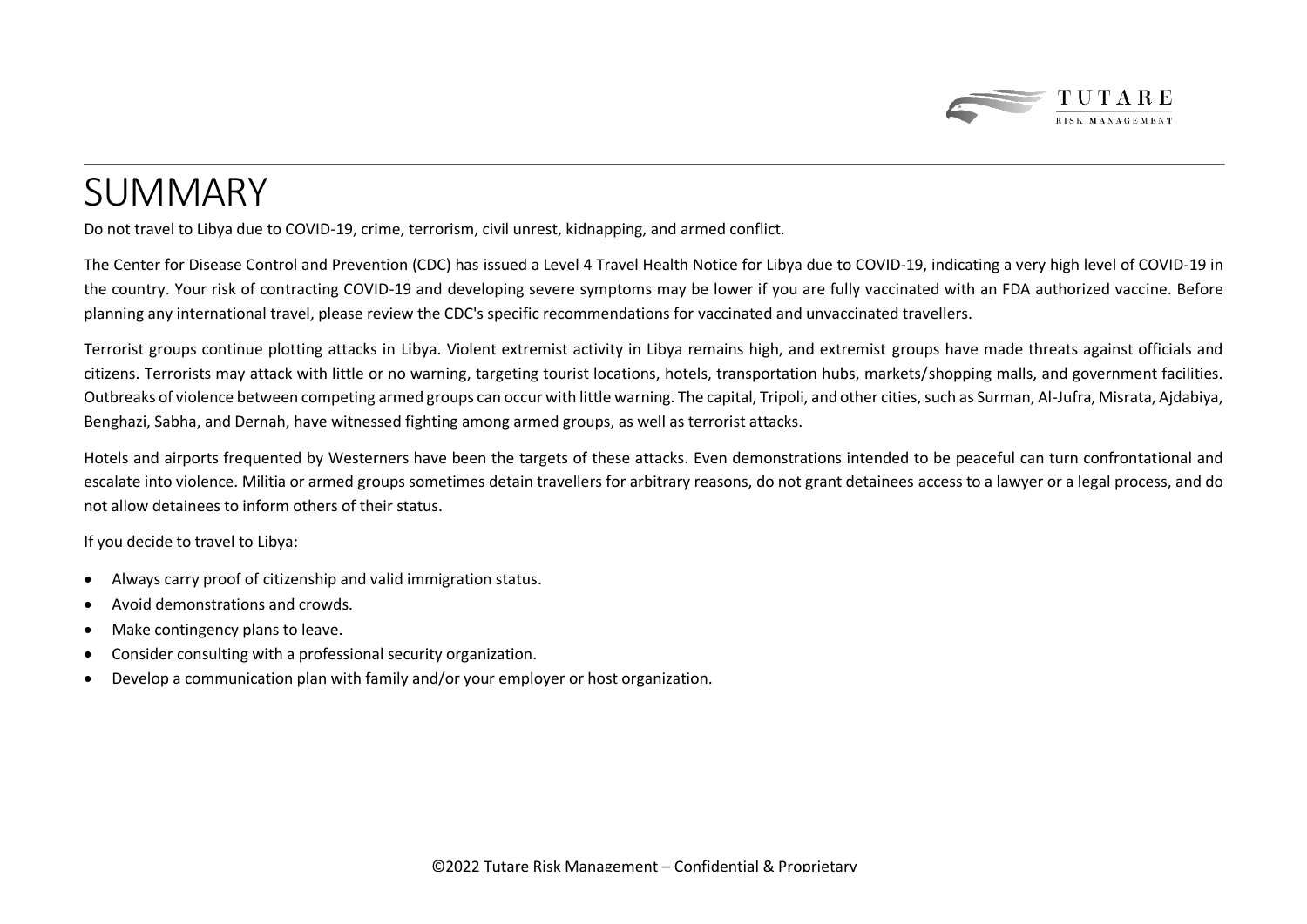# SUMMARY

Do not travel to Libya due to COVID-19, crime, terrorism, civil unrest, kidnapping, and armed conflict.

The Center for Disease Control and Prevention (CDC) has issued a Level 4 Travel Health Notice for Libya due to COVID-19, indicating a very high level of COVID-19 in the country. Your risk of contracting COVID-19 and developing severe symptoms may be lower if you are fully vaccinated with an FDA authorized vaccine. Before planning any international travel, please review the CDC's specific recommendations for vaccinated and unvaccinated travellers.

Terrorist groups continue plotting attacks in Libya. Violent extremist activity in Libya remains high, and extremist groups have made threats against officials and citizens. Terrorists may attack with little or no warning, targeting tourist locations, hotels, transportation hubs, markets/shopping malls, and government facilities. Outbreaks of violence between competing armed groups can occur with little warning. The capital, Tripoli, and other cities, such as Surman, Al-Jufra, Misrata, Ajdabiya, Benghazi, Sabha, and Dernah, have witnessed fighting among armed groups, as well as terrorist attacks.

Hotels and airports frequented by Westerners have been the targets of these attacks. Even demonstrations intended to be peaceful can turn confrontational and escalate into violence. Militia or armed groups sometimes detain travellers for arbitrary reasons, do not grant detainees access to a lawyer or a legal process, and do not allow detainees to inform others of their status.

If you decide to travel to Libya:

- Always carry proof of citizenship and valid immigration status.
- Avoid demonstrations and crowds.
- Make contingency plans to leave.
- Consider consulting with a professional security organization.
- Develop a communication plan with family and/or your employer or host organization.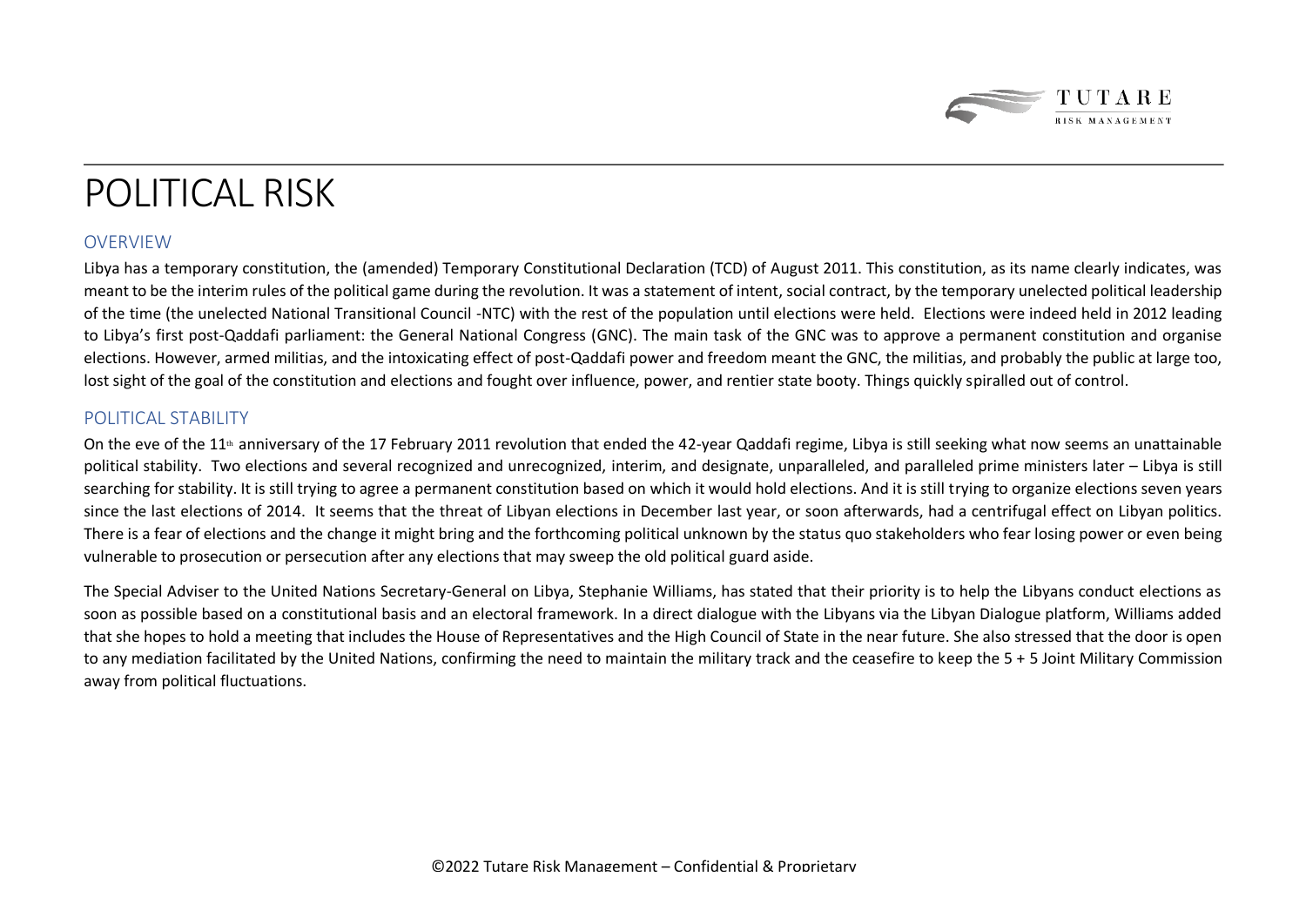# POLITICAL RISK

## OVERVIEW

Libya has a temporary constitution, the (amended) Temporary Constitutional Declaration (TCD) of August 2011. This constitution, as its name clearly indicates, was meant to be the interim rules of the political game during the revolution. It was a statement of intent, social contract, by the temporary unelected political leadership of the time (the unelected National Transitional Council -NTC) with the rest of the population until elections were held. Elections were indeed held in 2012 leading to Libya's first post-Qaddafi parliament: the General National Congress (GNC). The main task of the GNC was to approve a permanent constitution and organise elections. However, armed militias, and the intoxicating effect of post-Qaddafi power and freedom meant the GNC, the militias, and probably the public at large too, lost sight of the goal of the constitution and elections and fought over influence, power, and rentier state booty. Things quickly spiralled out of control.

## POLITICAL STABILITY

On the eve of the 11th anniversary of the 17 February 2011 revolution that ended the 42-year Qaddafi regime, Libya is still seeking what now seems an unattainable political stability. Two elections and several recognized and unrecognized, interim, and designate, unparalleled, and paralleled prime ministers later – Libya is still searching for stability. It is still trying to agree a permanent constitution based on which it would hold elections. And it is still trying to organize elections seven years since the last elections of 2014. It seems that the threat of Libyan elections in December last year, or soon afterwards, had a centrifugal effect on Libyan politics. There is a fear of elections and the change it might bring and the forthcoming political unknown by the status quo stakeholders who fear losing power or even being vulnerable to prosecution or persecution after any elections that may sweep the old political guard aside.

The Special Adviser to the United Nations Secretary-General on Libya, Stephanie Williams, has stated that their priority is to help the Libyans conduct elections as soon as possible based on a constitutional basis and an electoral framework. In a direct dialogue with the Libyans via the Libyan Dialogue platform, Williams added that she hopes to hold a meeting that includes the House of Representatives and the High Council of State in the near future. She also stressed that the door is open to any mediation facilitated by the United Nations, confirming the need to maintain the military track and the ceasefire to keep the 5 + 5 Joint Military Commission away from political fluctuations.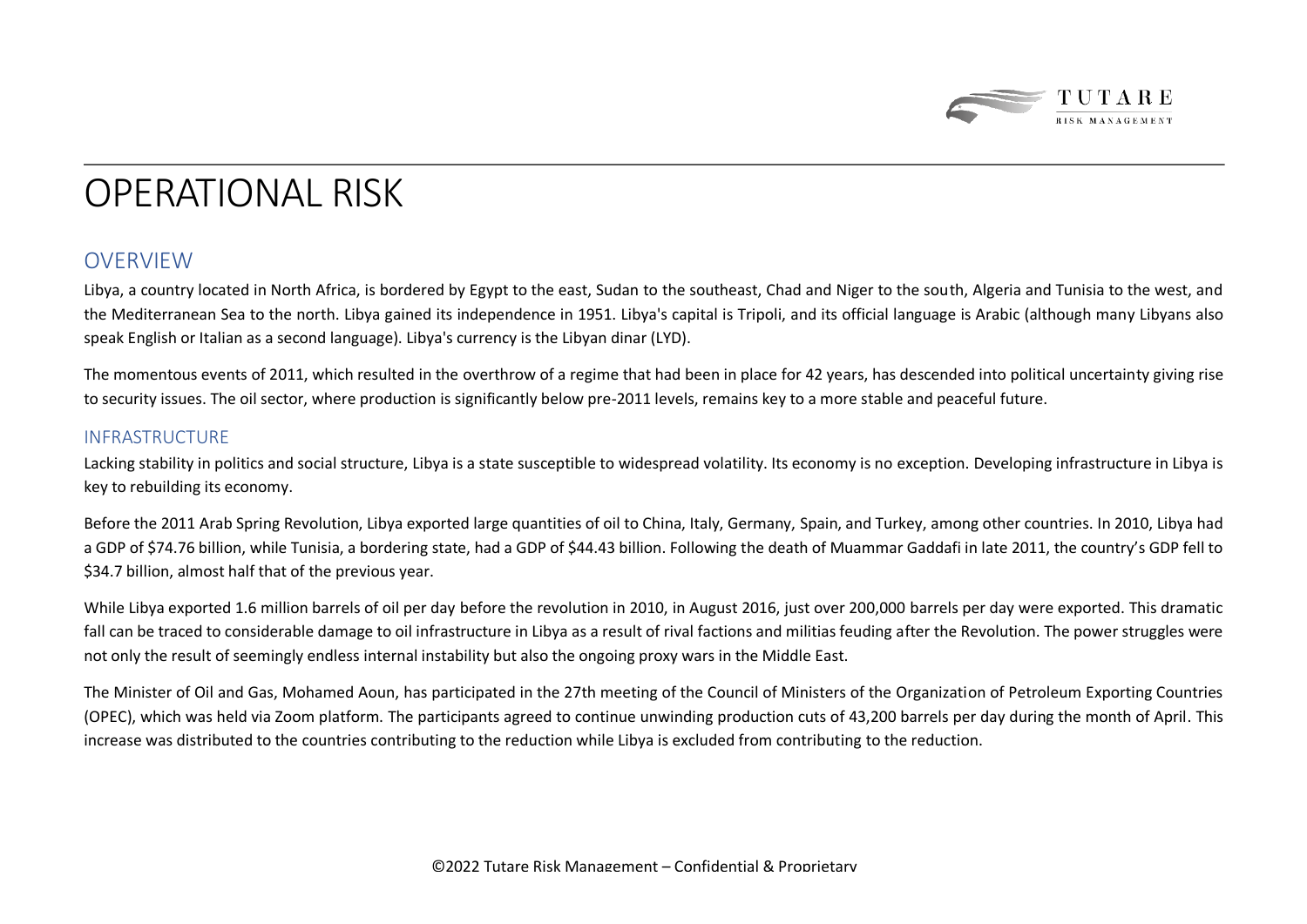# OPERATIONAL RISK

## OVERVIEW

Libya, a country located in North Africa, is bordered by Egypt to the east, Sudan to the southeast, Chad and Niger to the south, Algeria and Tunisia to the west, and the Mediterranean Sea to the north. Libya gained its independence in 1951. Libya's capital is Tripoli, and its official language is Arabic (although many Libyans also speak English or Italian as a second language). Libya's currency is the Libyan dinar (LYD).

The momentous events of 2011, which resulted in the overthrow of a regime that had been in place for 42 years, has descended into political uncertainty giving rise to security issues. The oil sector, where production is significantly below pre-2011 levels, remains key to a more stable and peaceful future.

### INFRASTRUCTURE

Lacking stability in politics and social structure, Libya is a state susceptible to widespread volatility. Its economy is no exception. Developing infrastructure in Libya is key to rebuilding its economy.

Before the 2011 Arab Spring Revolution, Libya exported large quantities of oil to China, Italy, Germany, Spain, and Turkey, among other countries. In 2010, Libya had a GDP of $74.76 billion, while Tunisia, a bordering state, had a GDP of $44.43 billion. Following the death of Muammar Gaddafi in late 2011, the country's GDP fell to $34.7 billion, almost half that of the previous year.

While Libya exported 1.6 million barrels of oil per day before the revolution in 2010, in August 2016, just over 200,000 barrels per day were exported. This dramatic fall can be traced to considerable damage to oil infrastructure in Libya as a result of rival factions and militias feuding after the Revolution. The power struggles were not only the result of seemingly endless internal instability but also the ongoing proxy wars in the Middle East.

The Minister of Oil and Gas, Mohamed Aoun, has participated in the 27th meeting of the Council of Ministers of the Organization of Petroleum Exporting Countries (OPEC), which was held via Zoom platform. The participants agreed to continue unwinding production cuts of 43,200 barrels per day during the month of April. This increase was distributed to the countries contributing to the reduction while Libya is excluded from contributing to the reduction.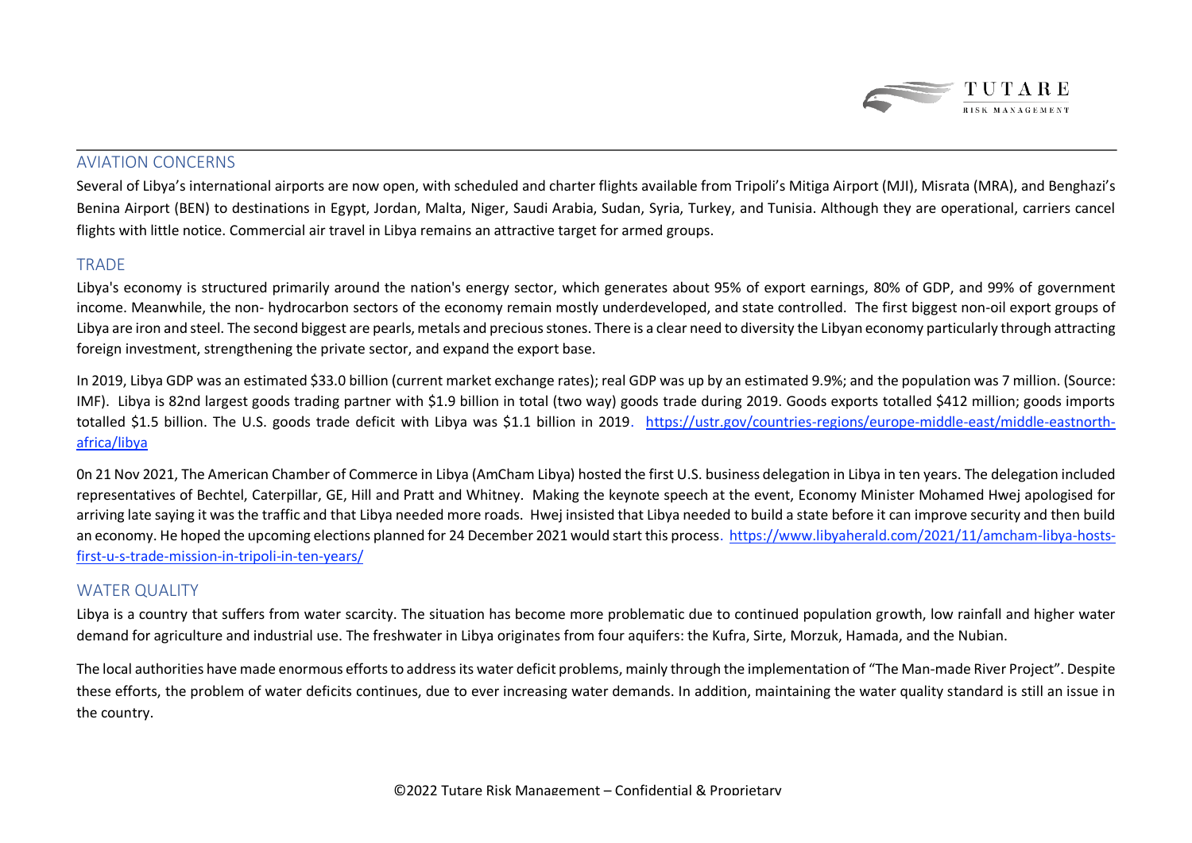## AVIATION CONCERNS

Several of Libya's international airports are now open, with scheduled and charter flights available from Tripoli's Mitiga Airport (MJI), Misrata (MRA), and Benghazi's Benina Airport (BEN) to destinations in Egypt, Jordan, Malta, Niger, Saudi Arabia, Sudan, Syria, Turkey, and Tunisia. Although they are operational, carriers cancel flights with little notice. Commercial air travel in Libya remains an attractive target for armed groups.

## TRADE

Libya's economy is structured primarily around the nation's energy sector, which generates about 95% of export earnings, 80% of GDP, and 99% of government income. Meanwhile, the non- hydrocarbon sectors of the economy remain mostly underdeveloped, and state controlled. The first biggest non-oil export groups of Libya are iron and steel. The second biggest are pearls, metals and precious stones. There is a clear need to diversity the Libyan economy particularly through attracting foreign investment, strengthening the private sector, and expand the export base.

In 2019, Libya GDP was an estimated $33.0 billion (current market exchange rates); real GDP was up by an estimated 9.9%; and the population was 7 million. (Source: IMF). Libya is 82nd largest goods trading partner with $1.9 billion in total (two way) goods trade during 2019. Goods exports totalled $412 million; goods imports totalled $1.5 billion. The U.S. goods trade deficit with Libya was $1.1 billion in 2019. [https://ustr.gov/countries-regions/europe-middle-east/middle-eastnorth-africa/libya](https://ustr.gov/countries-regions/europe-middle-east/middle-eastnorth-africa/libya)

0n 21 Nov 2021, The American Chamber of Commerce in Libya (AmCham Libya) hosted the first U.S. business delegation in Libya in ten years. The delegation included representatives of Bechtel, Caterpillar, GE, Hill and Pratt and Whitney. Making the keynote speech at the event, Economy Minister Mohamed Hwej apologised for arriving late saying it was the traffic and that Libya needed more roads. Hwej insisted that Libya needed to build a state before it can improve security and then build an economy. He hoped the upcoming elections planned for 24 December 2021 would start this process. [https://www.libyaherald.com/2021/11/amcham-libya-hosts-first-u-s-trade-mission-in-tripoli-in-ten-years/](https://www.libyaherald.com/2021/11/amcham-libya-hosts-first-u-s-trade-mission-in-tripoli-in-ten-years/)

## WATER QUALITY

Libya is a country that suffers from water scarcity. The situation has become more problematic due to continued population growth, low rainfall and higher water demand for agriculture and industrial use. The freshwater in Libya originates from four aquifers: the Kufra, Sirte, Morzuk, Hamada, and the Nubian.

The local authorities have made enormous efforts to address its water deficit problems, mainly through the implementation of "The Man-made River Project". Despite these efforts, the problem of water deficits continues, due to ever increasing water demands. In addition, maintaining the water quality standard is still an issue in the country.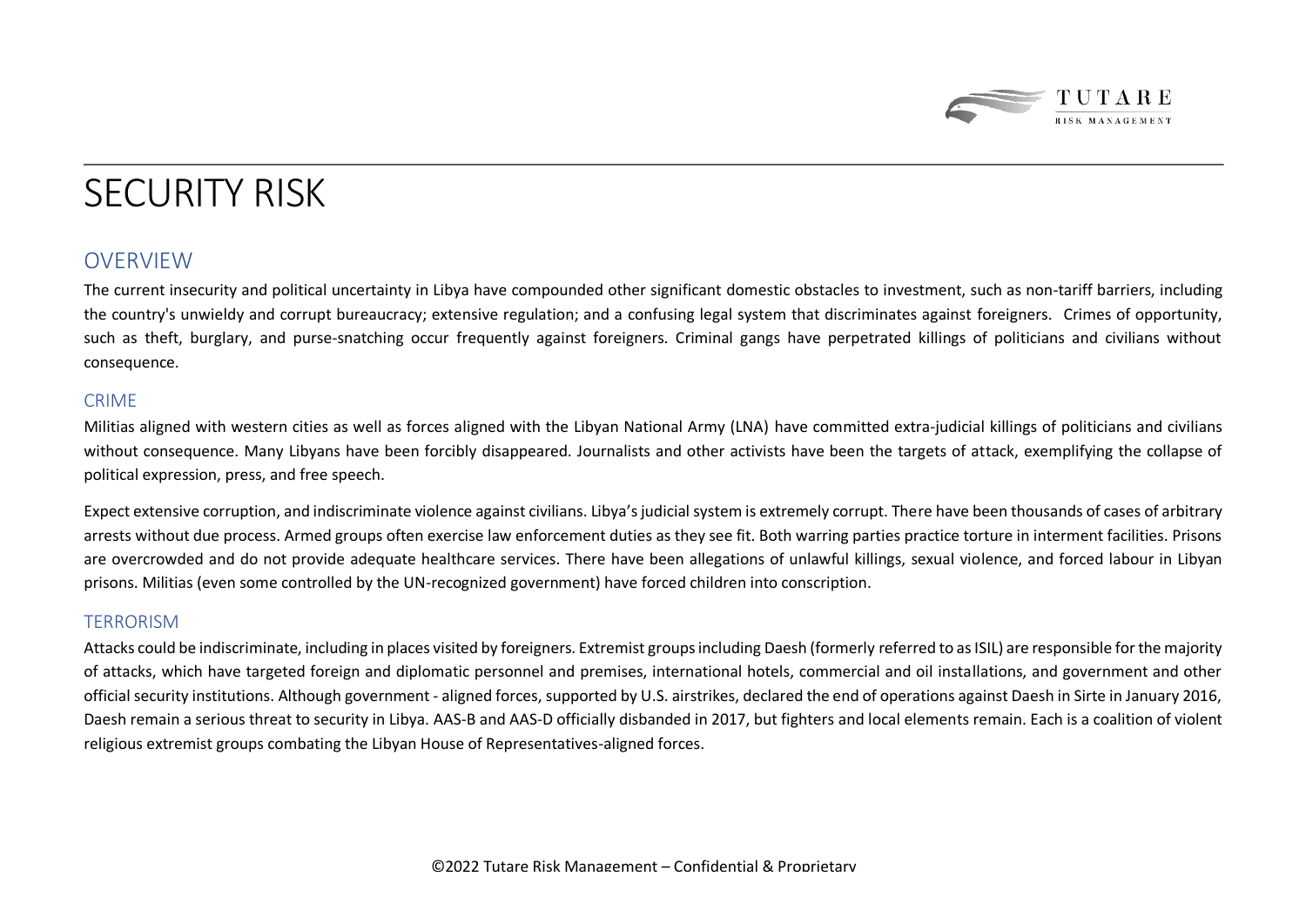# SECURITY RISK

## OVERVIEW

The current insecurity and political uncertainty in Libya have compounded other significant domestic obstacles to investment, such as non-tariff barriers, including the country's unwieldy and corrupt bureaucracy; extensive regulation; and a confusing legal system that discriminates against foreigners. Crimes of opportunity, such as theft, burglary, and purse-snatching occur frequently against foreigners. Criminal gangs have perpetrated killings of politicians and civilians without consequence.

### CRIME

Militias aligned with western cities as well as forces aligned with the Libyan National Army (LNA) have committed extra-judicial killings of politicians and civilians without consequence. Many Libyans have been forcibly disappeared. Journalists and other activists have been the targets of attack, exemplifying the collapse of political expression, press, and free speech.

Expect extensive corruption, and indiscriminate violence against civilians. Libya's judicial system is extremely corrupt. There have been thousands of cases of arbitrary arrests without due process. Armed groups often exercise law enforcement duties as they see fit. Both warring parties practice torture in interment facilities. Prisons are overcrowded and do not provide adequate healthcare services. There have been allegations of unlawful killings, sexual violence, and forced labour in Libyan prisons. Militias (even some controlled by the UN-recognized government) have forced children into conscription.

### TERRORISM

Attacks could be indiscriminate, including in places visited by foreigners. Extremist groups including Daesh (formerly referred to as ISIL) are responsible for the majority of attacks, which have targeted foreign and diplomatic personnel and premises, international hotels, commercial and oil installations, and government and other official security institutions. Although government - aligned forces, supported by U.S. airstrikes, declared the end of operations against Daesh in Sirte in January 2016, Daesh remain a serious threat to security in Libya. AAS-B and AAS-D officially disbanded in 2017, but fighters and local elements remain. Each is a coalition of violent religious extremist groups combating the Libyan House of Representatives-aligned forces.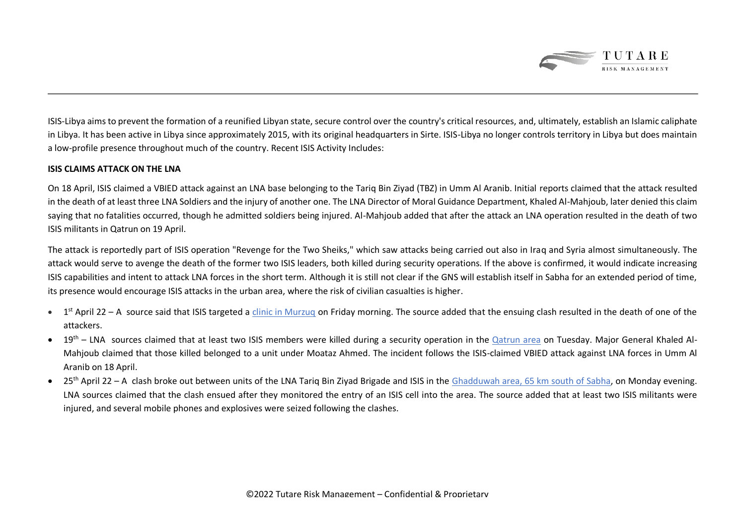ISIS-Libya aims to prevent the formation of a reunified Libyan state, secure control over the country's critical resources, and, ultimately, establish an Islamic caliphate in Libya. It has been active in Libya since approximately 2015, with its original headquarters in Sirte. ISIS-Libya no longer controls territory in Libya but does maintain a low-profile presence throughout much of the country. Recent ISIS Activity Includes:

**ISIS CLAIMS ATTACK ON THE LNA**

On 18 April, ISIS claimed a VBIED attack against an LNA base belonging to the Tariq Bin Ziyad (TBZ) in Umm Al Aranib. Initial reports claimed that the attack resulted in the death of at least three LNA Soldiers and the injury of another one. The LNA Director of Moral Guidance Department, Khaled Al-Mahjoub, later denied this claim saying that no fatalities occurred, though he admitted soldiers being injured. Al-Mahjoub added that after the attack an LNA operation resulted in the death of two ISIS militants in Qatrun on 19 April.

The attack is reportedly part of ISIS operation "Revenge for the Two Sheiks," which saw attacks being carried out also in Iraq and Syria almost simultaneously. The attack would serve to avenge the death of the former two ISIS leaders, both killed during security operations. If the above is confirmed, it would indicate increasing ISIS capabilities and intent to attack LNA forces in the short term. Although it is still not clear if the GNS will establish itself in Sabha for an extended period of time, its presence would encourage ISIS attacks in the urban area, where the risk of civilian casualties is higher.

- 1st April 22 – A source said that ISIS targeted a clinic in Murzuq on Friday morning. The source added that the ensuing clash resulted in the death of one of the attackers.
- 19th – LNA sources claimed that at least two ISIS members were killed during a security operation in the Qatrun area on Tuesday. Major General Khaled Al-Mahjoub claimed that those killed belonged to a unit under Moataz Ahmed. The incident follows the ISIS-claimed VBIED attack against LNA forces in Umm Al Aranib on 18 April.
- 25th April 22 – A clash broke out between units of the LNA Tariq Bin Ziyad Brigade and ISIS in the Ghadduwah area, 65 km south of Sabha, on Monday evening. LNA sources claimed that the clash ensued after they monitored the entry of an ISIS cell into the area. The source added that at least two ISIS militants were injured, and several mobile phones and explosives were seized following the clashes.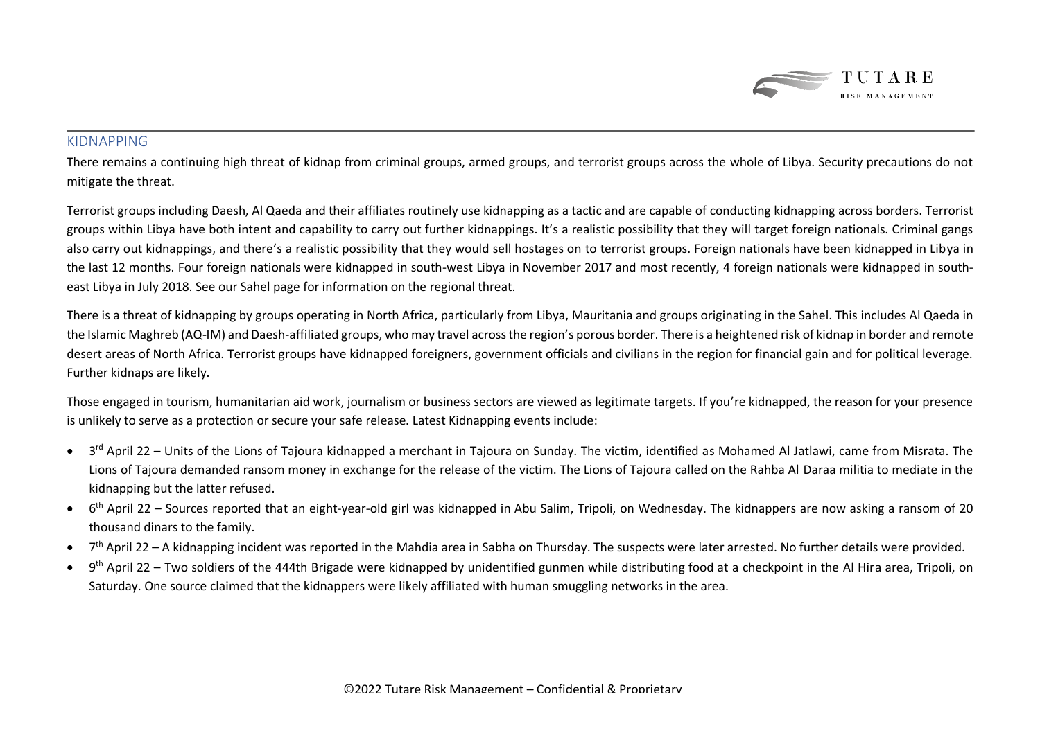## KIDNAPPING

There remains a continuing high threat of kidnap from criminal groups, armed groups, and terrorist groups across the whole of Libya. Security precautions do not mitigate the threat.

Terrorist groups including Daesh, Al Qaeda and their affiliates routinely use kidnapping as a tactic and are capable of conducting kidnapping across borders. Terrorist groups within Libya have both intent and capability to carry out further kidnappings. It's a realistic possibility that they will target foreign nationals. Criminal gangs also carry out kidnappings, and there's a realistic possibility that they would sell hostages on to terrorist groups. Foreign nationals have been kidnapped in Libya in the last 12 months. Four foreign nationals were kidnapped in south-west Libya in November 2017 and most recently, 4 foreign nationals were kidnapped in south-east Libya in July 2018. See our Sahel page for information on the regional threat.

There is a threat of kidnapping by groups operating in North Africa, particularly from Libya, Mauritania and groups originating in the Sahel. This includes Al Qaeda in the Islamic Maghreb (AQ-IM) and Daesh-affiliated groups, who may travel across the region's porous border. There is a heightened risk of kidnap in border and remote desert areas of North Africa. Terrorist groups have kidnapped foreigners, government officials and civilians in the region for financial gain and for political leverage. Further kidnaps are likely.

Those engaged in tourism, humanitarian aid work, journalism or business sectors are viewed as legitimate targets. If you're kidnapped, the reason for your presence is unlikely to serve as a protection or secure your safe release. Latest Kidnapping events include:

- 3rd April 22 – Units of the Lions of Tajoura kidnapped a merchant in Tajoura on Sunday. The victim, identified as Mohamed Al Jatlawi, came from Misrata. The Lions of Tajoura demanded ransom money in exchange for the release of the victim. The Lions of Tajoura called on the Rahba Al Daraa militia to mediate in the kidnapping but the latter refused.
- 6th April 22 – Sources reported that an eight-year-old girl was kidnapped in Abu Salim, Tripoli, on Wednesday. The kidnappers are now asking a ransom of 20 thousand dinars to the family.
- 7th April 22 – A kidnapping incident was reported in the Mahdia area in Sabha on Thursday. The suspects were later arrested. No further details were provided.
- 9th April 22 – Two soldiers of the 444th Brigade were kidnapped by unidentified gunmen while distributing food at a checkpoint in the Al Hira area, Tripoli, on Saturday. One source claimed that the kidnappers were likely affiliated with human smuggling networks in the area.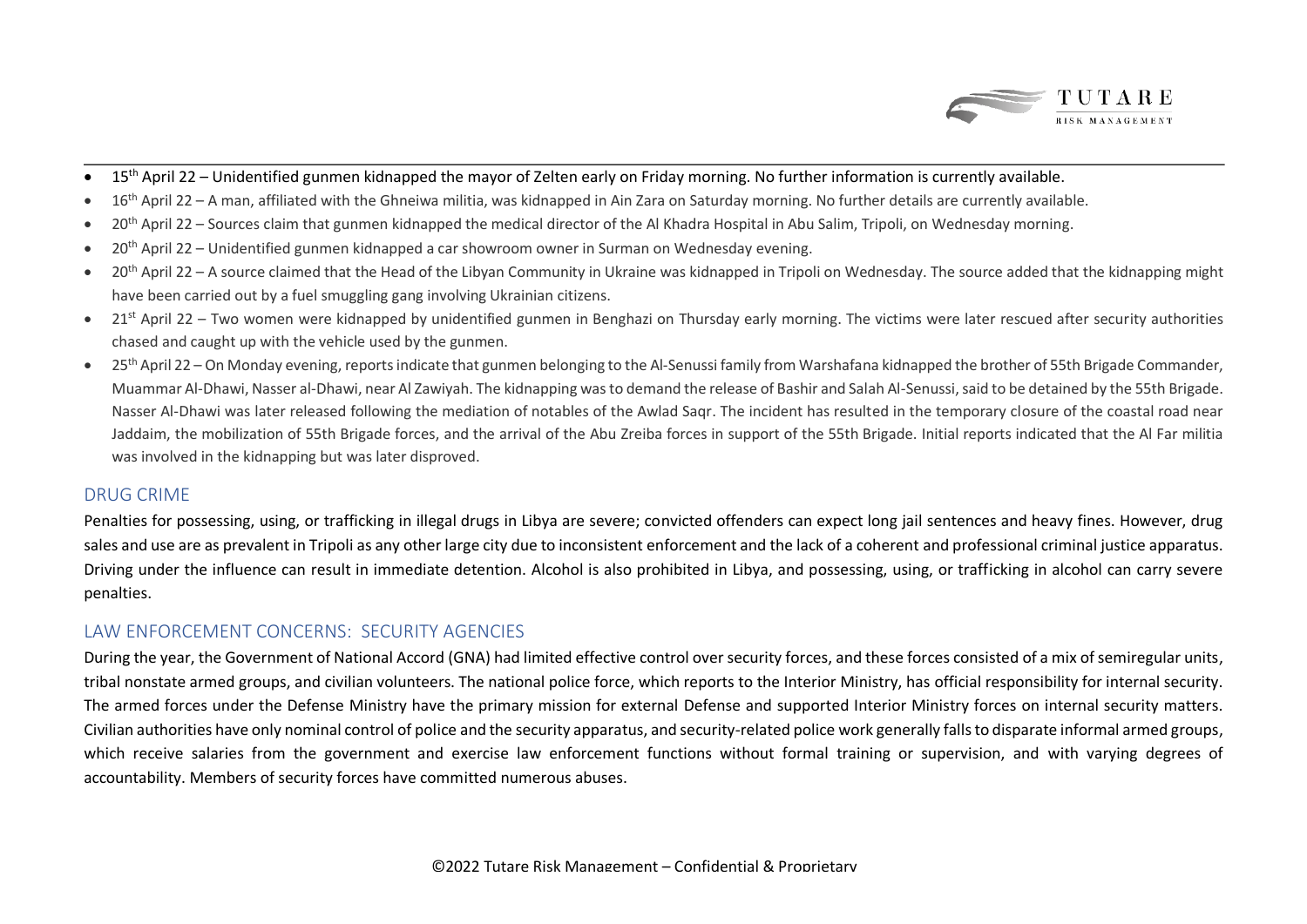- 15th April 22 – Unidentified gunmen kidnapped the mayor of Zelten early on Friday morning. No further information is currently available.
- 16th April 22 – A man, affiliated with the Ghneiwa militia, was kidnapped in Ain Zara on Saturday morning. No further details are currently available.
- 20th April 22 – Sources claim that gunmen kidnapped the medical director of the Al Khadra Hospital in Abu Salim, Tripoli, on Wednesday morning.
- 20th April 22 – Unidentified gunmen kidnapped a car showroom owner in Surman on Wednesday evening.
- 20th April 22 – A source claimed that the Head of the Libyan Community in Ukraine was kidnapped in Tripoli on Wednesday. The source added that the kidnapping might have been carried out by a fuel smuggling gang involving Ukrainian citizens.
- 21st April 22 – Two women were kidnapped by unidentified gunmen in Benghazi on Thursday early morning. The victims were later rescued after security authorities chased and caught up with the vehicle used by the gunmen.
- 25th April 22 – On Monday evening, reports indicate that gunmen belonging to the Al-Senussi family from Warshafana kidnapped the brother of 55th Brigade Commander, Muammar Al-Dhawi, Nasser al-Dhawi, near Al Zawiyah. The kidnapping was to demand the release of Bashir and Salah Al-Senussi, said to be detained by the 55th Brigade. Nasser Al-Dhawi was later released following the mediation of notables of the Awlad Saqr. The incident has resulted in the temporary closure of the coastal road near Jaddaim, the mobilization of 55th Brigade forces, and the arrival of the Abu Zreiba forces in support of the 55th Brigade. Initial reports indicated that the Al Far militia was involved in the kidnapping but was later disproved.

## DRUG CRIME

Penalties for possessing, using, or trafficking in illegal drugs in Libya are severe; convicted offenders can expect long jail sentences and heavy fines. However, drug sales and use are as prevalent in Tripoli as any other large city due to inconsistent enforcement and the lack of a coherent and professional criminal justice apparatus. Driving under the influence can result in immediate detention. Alcohol is also prohibited in Libya, and possessing, using, or trafficking in alcohol can carry severe penalties.

## LAW ENFORCEMENT CONCERNS: SECURITY AGENCIES

During the year, the Government of National Accord (GNA) had limited effective control over security forces, and these forces consisted of a mix of semiregular units, tribal nonstate armed groups, and civilian volunteers. The national police force, which reports to the Interior Ministry, has official responsibility for internal security. The armed forces under the Defense Ministry have the primary mission for external Defense and supported Interior Ministry forces on internal security matters. Civilian authorities have only nominal control of police and the security apparatus, and security-related police work generally falls to disparate informal armed groups, which receive salaries from the government and exercise law enforcement functions without formal training or supervision, and with varying degrees of accountability. Members of security forces have committed numerous abuses.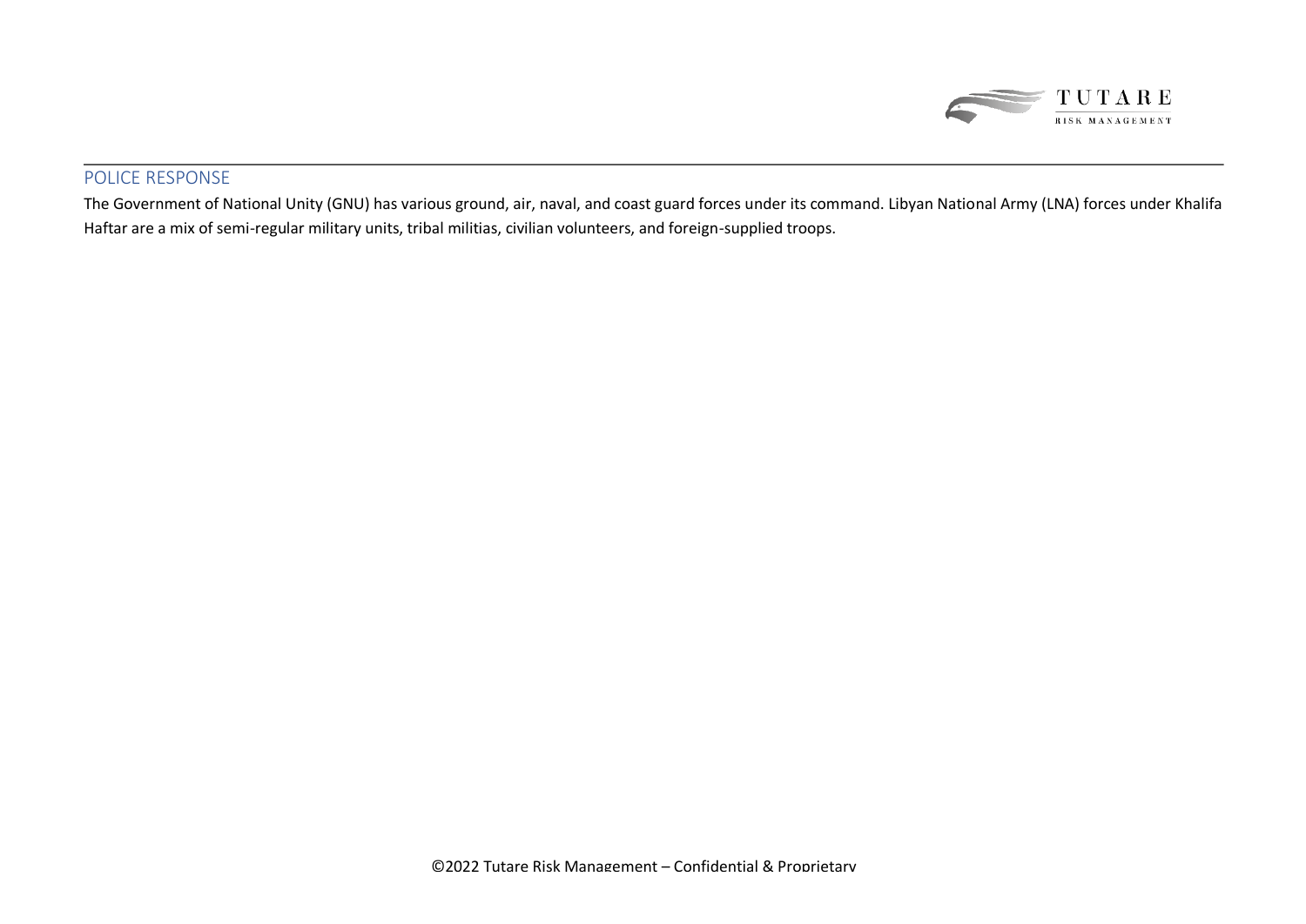## POLICE RESPONSE

The Government of National Unity (GNU) has various ground, air, naval, and coast guard forces under its command. Libyan National Army (LNA) forces under Khalifa Haftar are a mix of semi-regular military units, tribal militias, civilian volunteers, and foreign-supplied troops.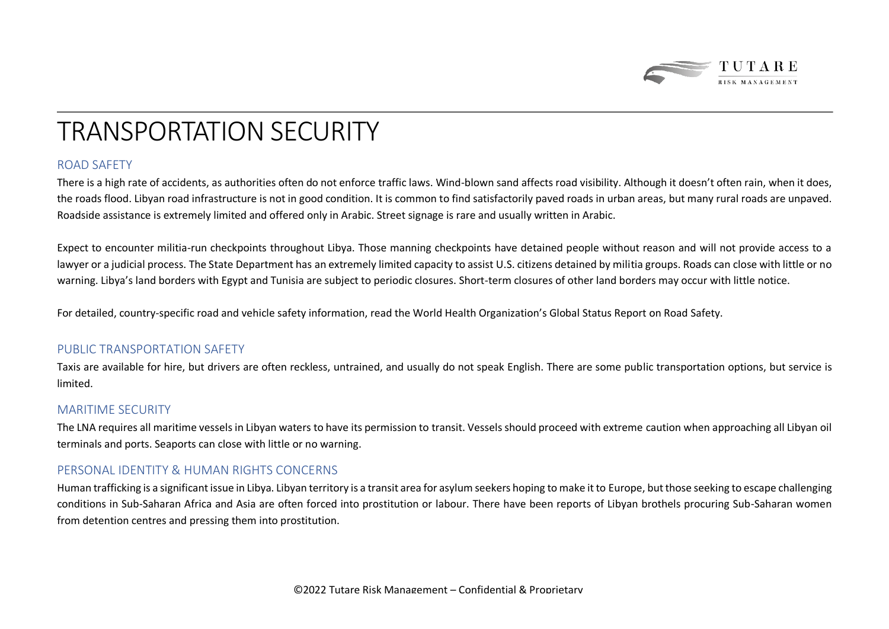# TRANSPORTATION SECURITY

## ROAD SAFETY

There is a high rate of accidents, as authorities often do not enforce traffic laws. Wind-blown sand affects road visibility. Although it doesn't often rain, when it does, the roads flood. Libyan road infrastructure is not in good condition. It is common to find satisfactorily paved roads in urban areas, but many rural roads are unpaved. Roadside assistance is extremely limited and offered only in Arabic. Street signage is rare and usually written in Arabic.

Expect to encounter militia-run checkpoints throughout Libya. Those manning checkpoints have detained people without reason and will not provide access to a lawyer or a judicial process. The State Department has an extremely limited capacity to assist U.S. citizens detained by militia groups. Roads can close with little or no warning. Libya's land borders with Egypt and Tunisia are subject to periodic closures. Short-term closures of other land borders may occur with little notice.

For detailed, country-specific road and vehicle safety information, read the World Health Organization's Global Status Report on Road Safety.

## PUBLIC TRANSPORTATION SAFETY

Taxis are available for hire, but drivers are often reckless, untrained, and usually do not speak English. There are some public transportation options, but service is limited.

## MARITIME SECURITY

The LNA requires all maritime vessels in Libyan waters to have its permission to transit. Vessels should proceed with extreme caution when approaching all Libyan oil terminals and ports. Seaports can close with little or no warning.

## PERSONAL IDENTITY & HUMAN RIGHTS CONCERNS

Human trafficking is a significant issue in Libya. Libyan territory is a transit area for asylum seekers hoping to make it to Europe, but those seeking to escape challenging conditions in Sub-Saharan Africa and Asia are often forced into prostitution or labour. There have been reports of Libyan brothels procuring Sub-Saharan women from detention centres and pressing them into prostitution.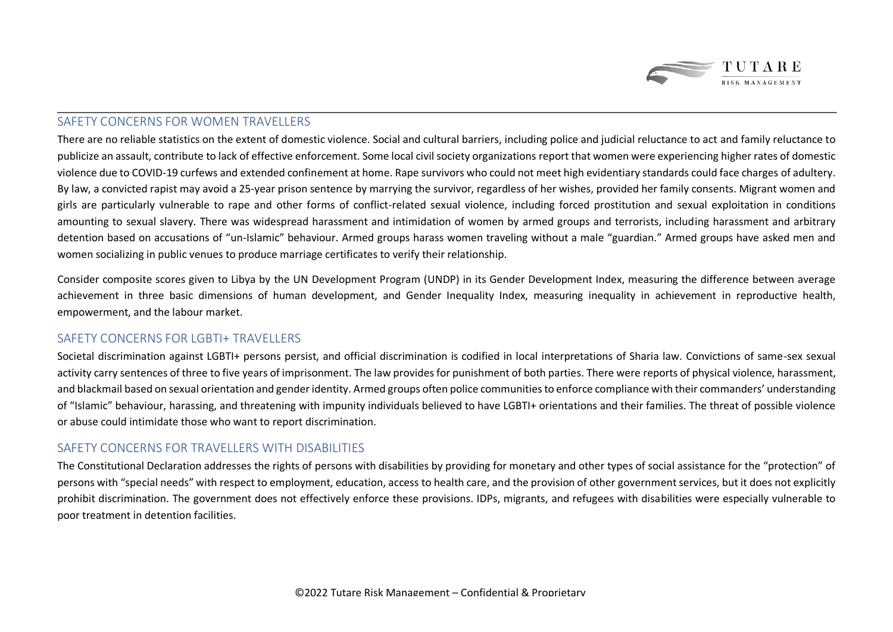## SAFETY CONCERNS FOR WOMEN TRAVELLERS

There are no reliable statistics on the extent of domestic violence. Social and cultural barriers, including police and judicial reluctance to act and family reluctance to publicize an assault, contribute to lack of effective enforcement. Some local civil society organizations report that women were experiencing higher rates of domestic violence due to COVID-19 curfews and extended confinement at home. Rape survivors who could not meet high evidentiary standards could face charges of adultery. By law, a convicted rapist may avoid a 25-year prison sentence by marrying the survivor, regardless of her wishes, provided her family consents. Migrant women and girls are particularly vulnerable to rape and other forms of conflict-related sexual violence, including forced prostitution and sexual exploitation in conditions amounting to sexual slavery. There was widespread harassment and intimidation of women by armed groups and terrorists, including harassment and arbitrary detention based on accusations of "un-Islamic" behaviour. Armed groups harass women traveling without a male "guardian." Armed groups have asked men and women socializing in public venues to produce marriage certificates to verify their relationship.

Consider composite scores given to Libya by the UN Development Program (UNDP) in its Gender Development Index, measuring the difference between average achievement in three basic dimensions of human development, and Gender Inequality Index, measuring inequality in achievement in reproductive health, empowerment, and the labour market.

## SAFETY CONCERNS FOR LGBTI+ TRAVELLERS

Societal discrimination against LGBTI+ persons persist, and official discrimination is codified in local interpretations of Sharia law. Convictions of same-sex sexual activity carry sentences of three to five years of imprisonment. The law provides for punishment of both parties. There were reports of physical violence, harassment, and blackmail based on sexual orientation and gender identity. Armed groups often police communities to enforce compliance with their commanders' understanding of "Islamic" behaviour, harassing, and threatening with impunity individuals believed to have LGBTI+ orientations and their families. The threat of possible violence or abuse could intimidate those who want to report discrimination.

## SAFETY CONCERNS FOR TRAVELLERS WITH DISABILITIES

The Constitutional Declaration addresses the rights of persons with disabilities by providing for monetary and other types of social assistance for the "protection" of persons with "special needs" with respect to employment, education, access to health care, and the provision of other government services, but it does not explicitly prohibit discrimination. The government does not effectively enforce these provisions. IDPs, migrants, and refugees with disabilities were especially vulnerable to poor treatment in detention facilities.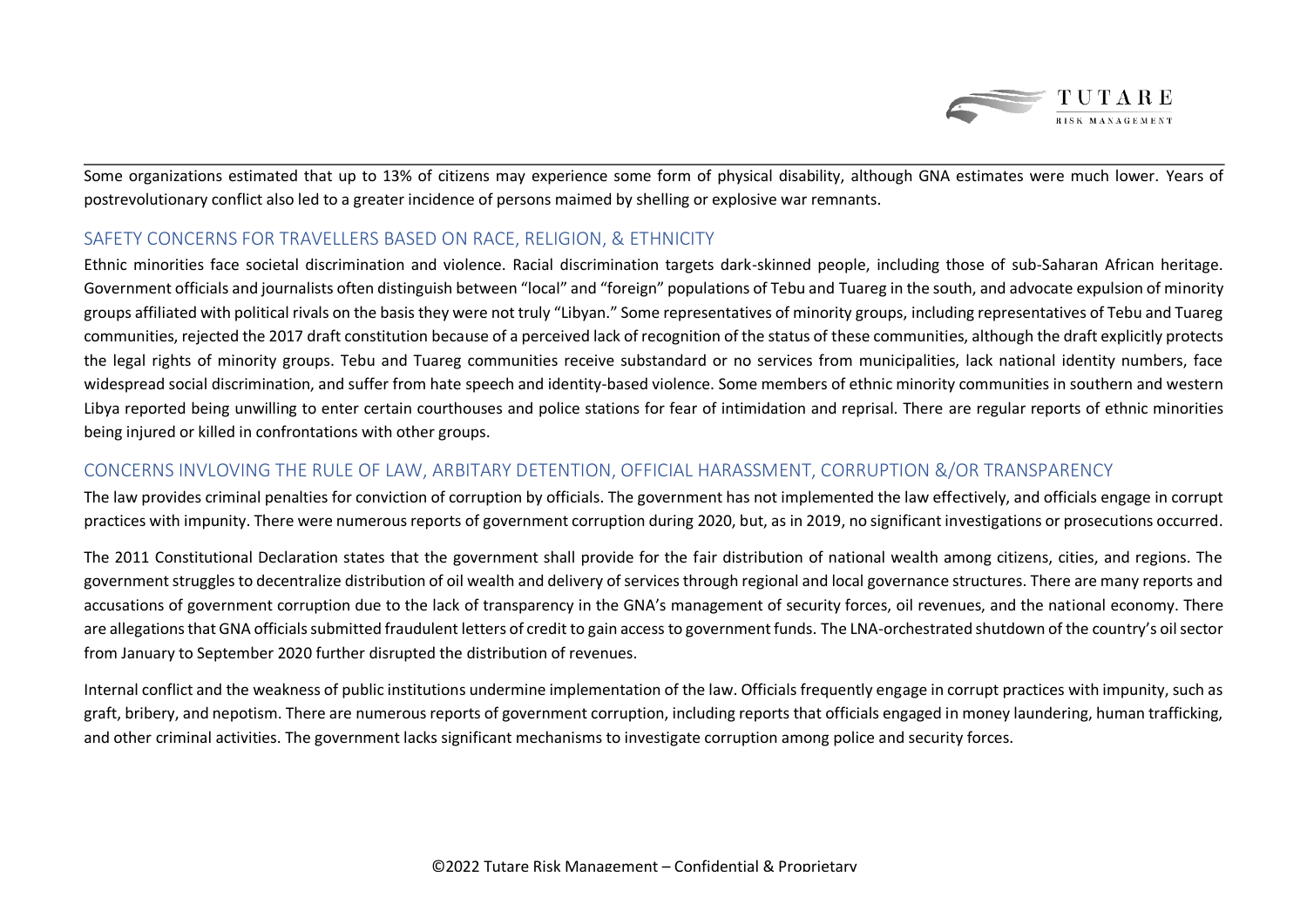Some organizations estimated that up to 13% of citizens may experience some form of physical disability, although GNA estimates were much lower. Years of postrevolutionary conflict also led to a greater incidence of persons maimed by shelling or explosive war remnants.

## SAFETY CONCERNS FOR TRAVELLERS BASED ON RACE, RELIGION, & ETHNICITY

Ethnic minorities face societal discrimination and violence. Racial discrimination targets dark-skinned people, including those of sub-Saharan African heritage. Government officials and journalists often distinguish between "local" and "foreign" populations of Tebu and Tuareg in the south, and advocate expulsion of minority groups affiliated with political rivals on the basis they were not truly "Libyan." Some representatives of minority groups, including representatives of Tebu and Tuareg communities, rejected the 2017 draft constitution because of a perceived lack of recognition of the status of these communities, although the draft explicitly protects the legal rights of minority groups. Tebu and Tuareg communities receive substandard or no services from municipalities, lack national identity numbers, face widespread social discrimination, and suffer from hate speech and identity-based violence. Some members of ethnic minority communities in southern and western Libya reported being unwilling to enter certain courthouses and police stations for fear of intimidation and reprisal. There are regular reports of ethnic minorities being injured or killed in confrontations with other groups.

## CONCERNS INVLOVING THE RULE OF LAW, ARBITARY DETENTION, OFFICIAL HARASSMENT, CORRUPTION &/OR TRANSPARENCY

The law provides criminal penalties for conviction of corruption by officials. The government has not implemented the law effectively, and officials engage in corrupt practices with impunity. There were numerous reports of government corruption during 2020, but, as in 2019, no significant investigations or prosecutions occurred.

The 2011 Constitutional Declaration states that the government shall provide for the fair distribution of national wealth among citizens, cities, and regions. The government struggles to decentralize distribution of oil wealth and delivery of services through regional and local governance structures. There are many reports and accusations of government corruption due to the lack of transparency in the GNA's management of security forces, oil revenues, and the national economy. There are allegations that GNA officials submitted fraudulent letters of credit to gain access to government funds. The LNA-orchestrated shutdown of the country's oil sector from January to September 2020 further disrupted the distribution of revenues.

Internal conflict and the weakness of public institutions undermine implementation of the law. Officials frequently engage in corrupt practices with impunity, such as graft, bribery, and nepotism. There are numerous reports of government corruption, including reports that officials engaged in money laundering, human trafficking, and other criminal activities. The government lacks significant mechanisms to investigate corruption among police and security forces.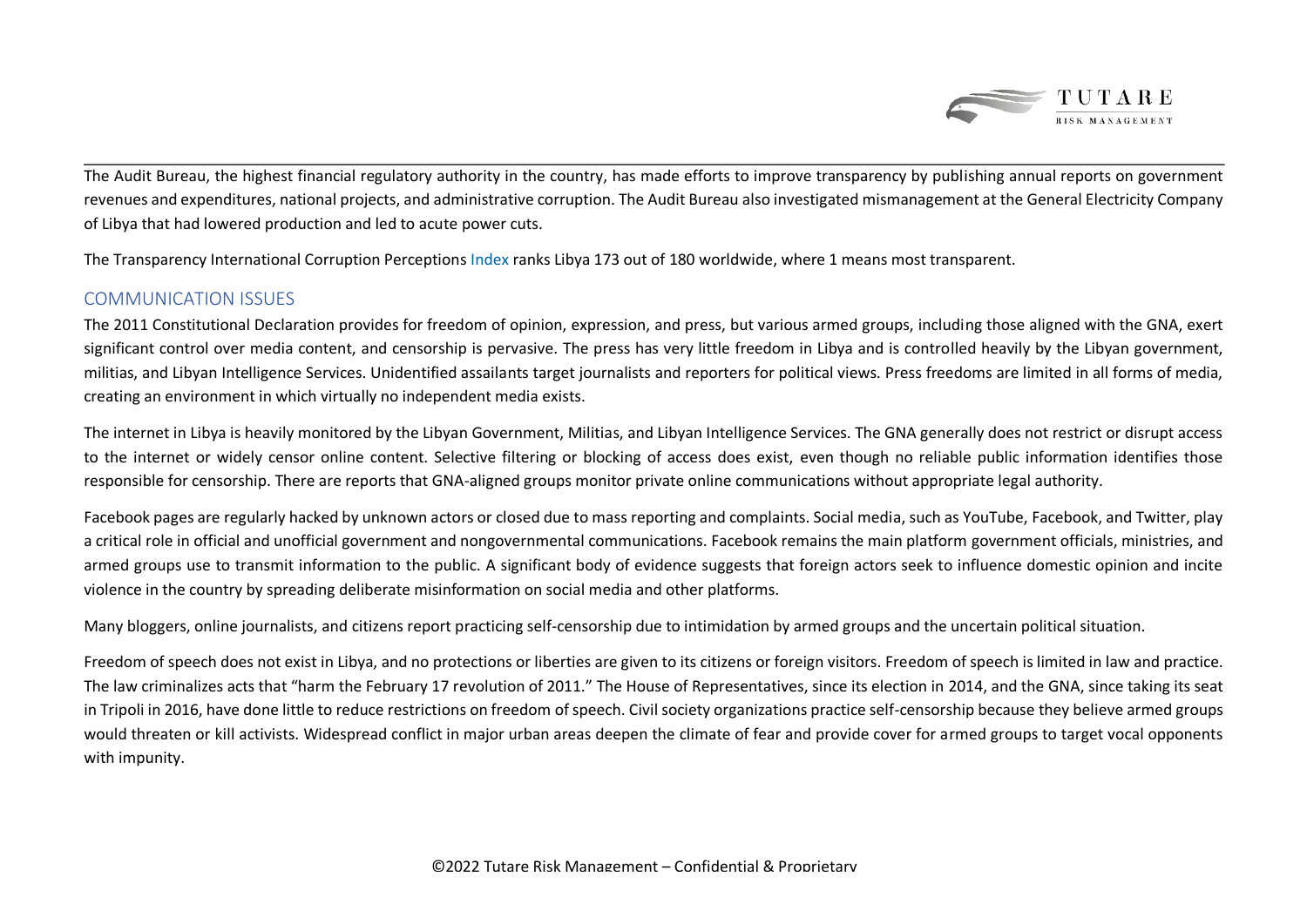The Audit Bureau, the highest financial regulatory authority in the country, has made efforts to improve transparency by publishing annual reports on government revenues and expenditures, national projects, and administrative corruption. The Audit Bureau also investigated mismanagement at the General Electricity Company of Libya that had lowered production and led to acute power cuts.

The Transparency International Corruption Perceptions Index ranks Libya 173 out of 180 worldwide, where 1 means most transparent.

## COMMUNICATION ISSUES

The 2011 Constitutional Declaration provides for freedom of opinion, expression, and press, but various armed groups, including those aligned with the GNA, exert significant control over media content, and censorship is pervasive. The press has very little freedom in Libya and is controlled heavily by the Libyan government, militias, and Libyan Intelligence Services. Unidentified assailants target journalists and reporters for political views. Press freedoms are limited in all forms of media, creating an environment in which virtually no independent media exists.

The internet in Libya is heavily monitored by the Libyan Government, Militias, and Libyan Intelligence Services. The GNA generally does not restrict or disrupt access to the internet or widely censor online content. Selective filtering or blocking of access does exist, even though no reliable public information identifies those responsible for censorship. There are reports that GNA-aligned groups monitor private online communications without appropriate legal authority.

Facebook pages are regularly hacked by unknown actors or closed due to mass reporting and complaints. Social media, such as YouTube, Facebook, and Twitter, play a critical role in official and unofficial government and nongovernmental communications. Facebook remains the main platform government officials, ministries, and armed groups use to transmit information to the public. A significant body of evidence suggests that foreign actors seek to influence domestic opinion and incite violence in the country by spreading deliberate misinformation on social media and other platforms.

Many bloggers, online journalists, and citizens report practicing self-censorship due to intimidation by armed groups and the uncertain political situation.

Freedom of speech does not exist in Libya, and no protections or liberties are given to its citizens or foreign visitors. Freedom of speech is limited in law and practice. The law criminalizes acts that "harm the February 17 revolution of 2011." The House of Representatives, since its election in 2014, and the GNA, since taking its seat in Tripoli in 2016, have done little to reduce restrictions on freedom of speech. Civil society organizations practice self-censorship because they believe armed groups would threaten or kill activists. Widespread conflict in major urban areas deepen the climate of fear and provide cover for armed groups to target vocal opponents with impunity.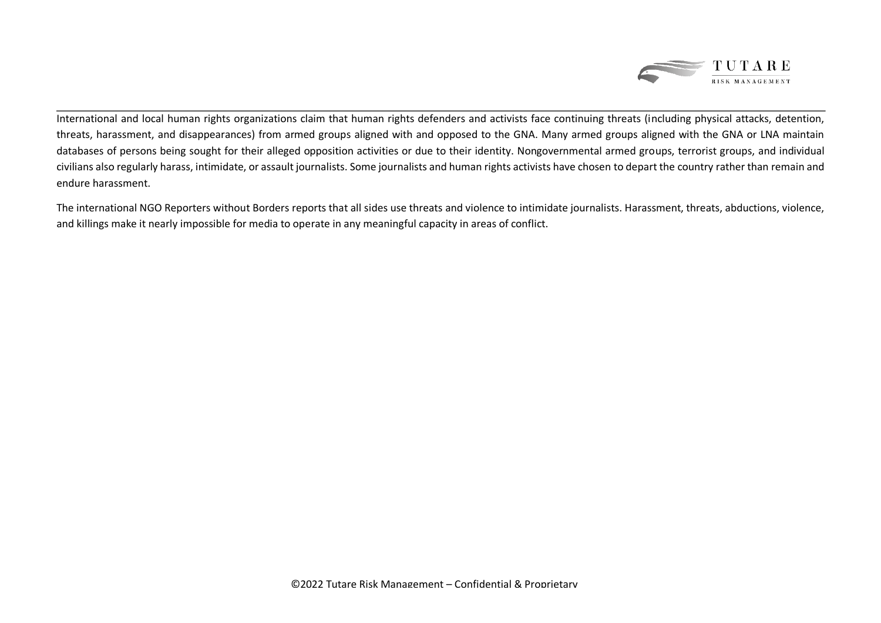International and local human rights organizations claim that human rights defenders and activists face continuing threats (including physical attacks, detention, threats, harassment, and disappearances) from armed groups aligned with and opposed to the GNA. Many armed groups aligned with the GNA or LNA maintain databases of persons being sought for their alleged opposition activities or due to their identity. Nongovernmental armed groups, terrorist groups, and individual civilians also regularly harass, intimidate, or assault journalists. Some journalists and human rights activists have chosen to depart the country rather than remain and endure harassment.

The international NGO Reporters without Borders reports that all sides use threats and violence to intimidate journalists. Harassment, threats, abductions, violence, and killings make it nearly impossible for media to operate in any meaningful capacity in areas of conflict.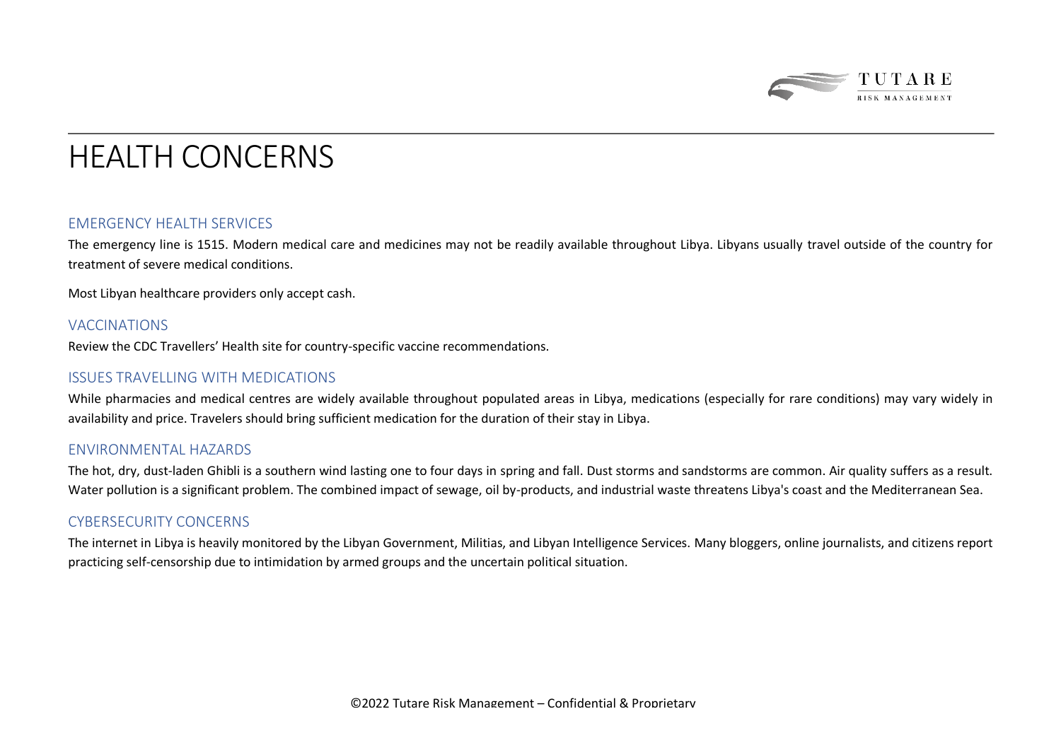# HEALTH CONCERNS

## EMERGENCY HEALTH SERVICES

The emergency line is 1515. Modern medical care and medicines may not be readily available throughout Libya. Libyans usually travel outside of the country for treatment of severe medical conditions.

Most Libyan healthcare providers only accept cash.

## VACCINATIONS

Review the CDC Travellers' Health site for country-specific vaccine recommendations.

## ISSUES TRAVELLING WITH MEDICATIONS

While pharmacies and medical centres are widely available throughout populated areas in Libya, medications (especially for rare conditions) may vary widely in availability and price. Travelers should bring sufficient medication for the duration of their stay in Libya.

## ENVIRONMENTAL HAZARDS

The hot, dry, dust-laden Ghibli is a southern wind lasting one to four days in spring and fall. Dust storms and sandstorms are common. Air quality suffers as a result. Water pollution is a significant problem. The combined impact of sewage, oil by-products, and industrial waste threatens Libya's coast and the Mediterranean Sea.

## CYBERSECURITY CONCERNS

The internet in Libya is heavily monitored by the Libyan Government, Militias, and Libyan Intelligence Services. Many bloggers, online journalists, and citizens report practicing self-censorship due to intimidation by armed groups and the uncertain political situation.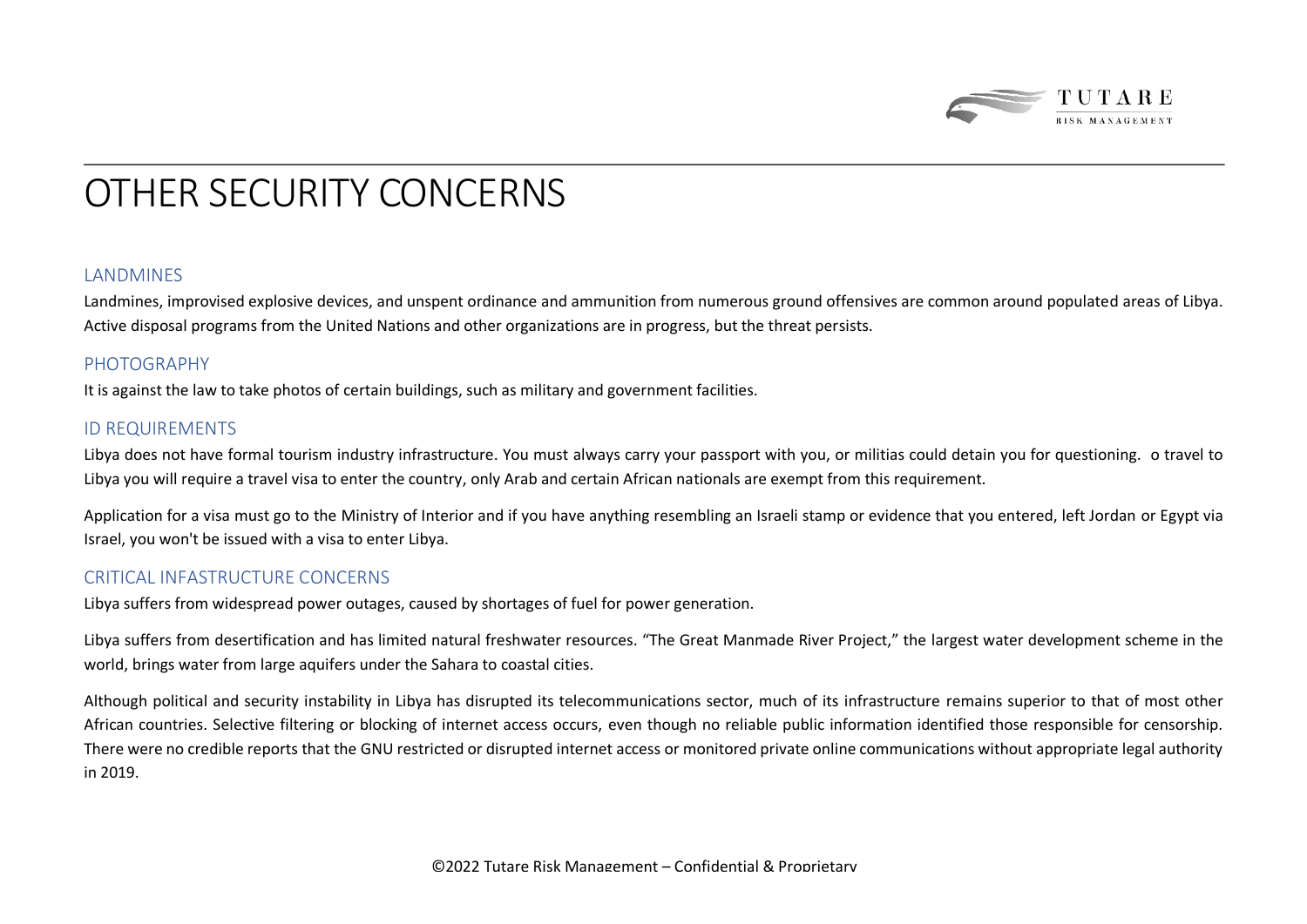# OTHER SECURITY CONCERNS

## LANDMINES

Landmines, improvised explosive devices, and unspent ordinance and ammunition from numerous ground offensives are common around populated areas of Libya. Active disposal programs from the United Nations and other organizations are in progress, but the threat persists.

## PHOTOGRAPHY

It is against the law to take photos of certain buildings, such as military and government facilities.

## ID REQUIREMENTS

Libya does not have formal tourism industry infrastructure. You must always carry your passport with you, or militias could detain you for questioning. o travel to Libya you will require a travel visa to enter the country, only Arab and certain African nationals are exempt from this requirement.

Application for a visa must go to the Ministry of Interior and if you have anything resembling an Israeli stamp or evidence that you entered, left Jordan or Egypt via Israel, you won't be issued with a visa to enter Libya.

## CRITICAL INFASTRUCTURE CONCERNS

Libya suffers from widespread power outages, caused by shortages of fuel for power generation.

Libya suffers from desertification and has limited natural freshwater resources. "The Great Manmade River Project," the largest water development scheme in the world, brings water from large aquifers under the Sahara to coastal cities.

Although political and security instability in Libya has disrupted its telecommunications sector, much of its infrastructure remains superior to that of most other African countries. Selective filtering or blocking of internet access occurs, even though no reliable public information identified those responsible for censorship. There were no credible reports that the GNU restricted or disrupted internet access or monitored private online communications without appropriate legal authority in 2019.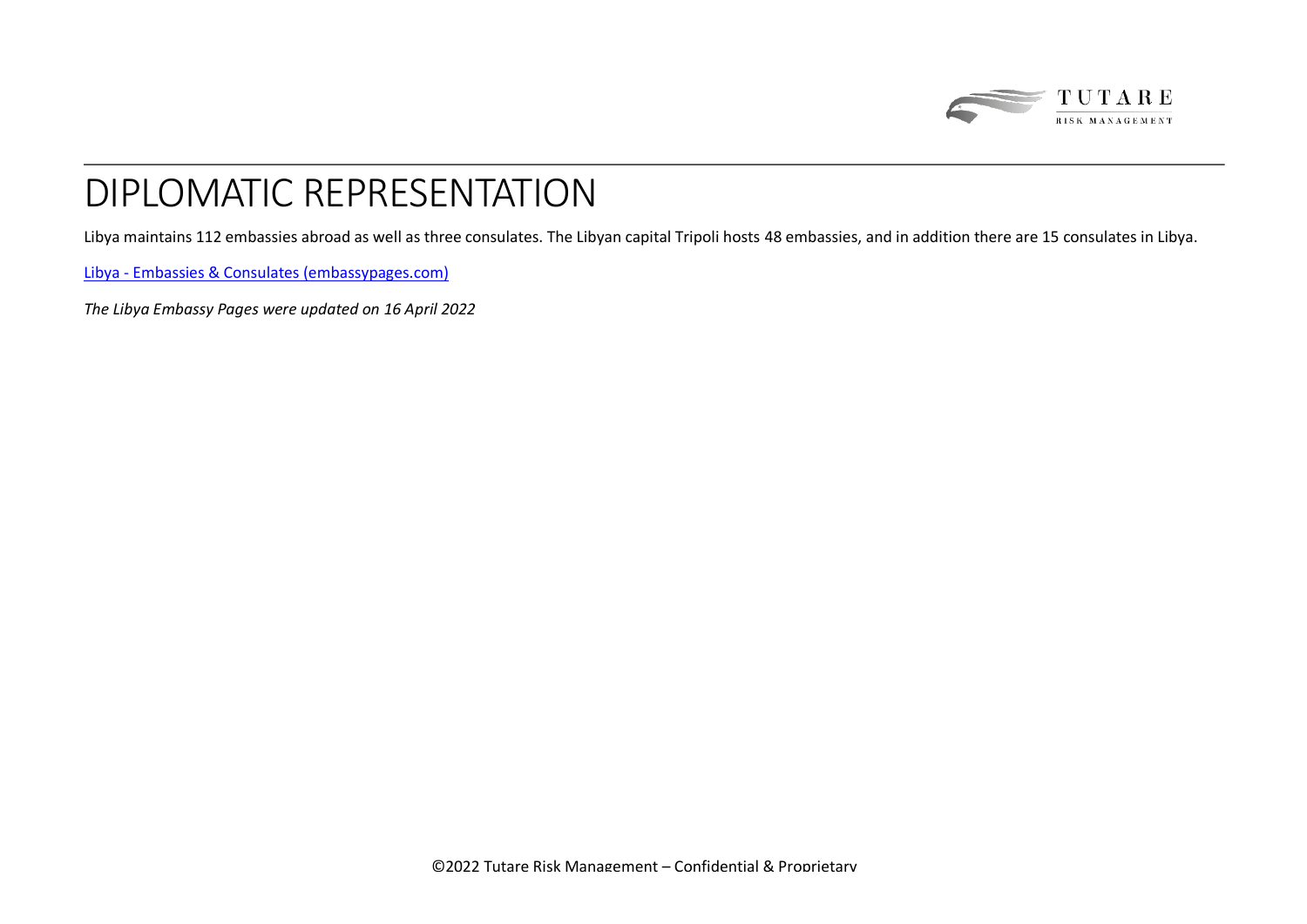# DIPLOMATIC REPRESENTATION

Libya maintains 112 embassies abroad as well as three consulates. The Libyan capital Tripoli hosts 48 embassies, and in addition there are 15 consulates in Libya.

[Libya - Embassies & Consulates (embassypages.com)](embassypages.com)

*The Libya Embassy Pages were updated on 16 April 2022*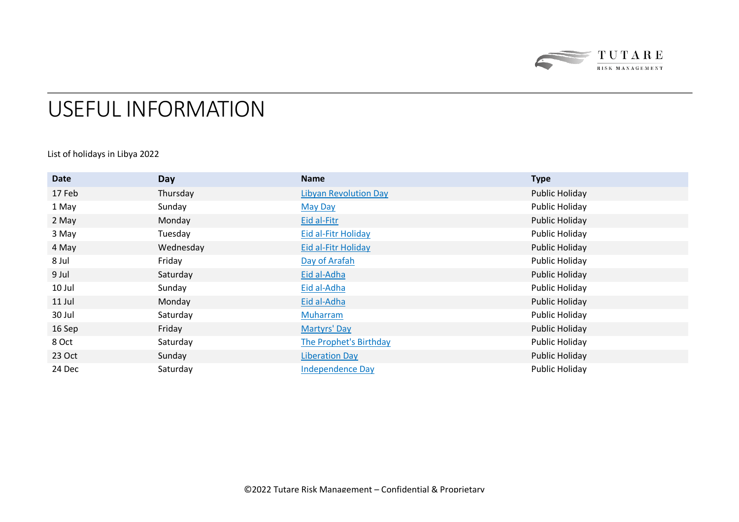# USEFUL INFORMATION

List of holidays in Libya 2022

| Date | Day | Name | Type |
|---|---|---|---|
| 17 Feb | Thursday | Libyan Revolution Day | Public Holiday |
| 1 May | Sunday | May Day | Public Holiday |
| 2 May | Monday | Eid al-Fitr | Public Holiday |
| 3 May | Tuesday | Eid al-Fitr Holiday | Public Holiday |
| 4 May | Wednesday | Eid al-Fitr Holiday | Public Holiday |
| 8 Jul | Friday | Day of Arafah | Public Holiday |
| 9 Jul | Saturday | Eid al-Adha | Public Holiday |
| 10 Jul | Sunday | Eid al-Adha | Public Holiday |
| 11 Jul | Monday | Eid al-Adha | Public Holiday |
| 30 Jul | Saturday | Muharram | Public Holiday |
| 16 Sep | Friday | Martyrs' Day | Public Holiday |
| 8 Oct | Saturday | The Prophet's Birthday | Public Holiday |
| 23 Oct | Sunday | Liberation Day | Public Holiday |
| 24 Dec | Saturday | Independence Day | Public Holiday |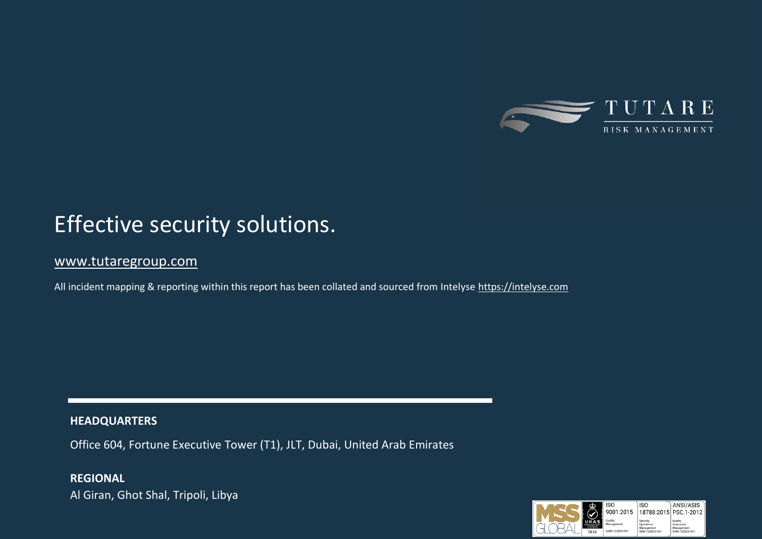TUTARE

RISK MANAGEMENT

# Effective security solutions.

www.tutaregroup.com

All incident mapping & reporting within this report has been collated and sourced from Intelyse https://intelyse.com

**HEADQUARTERS**

Office 604, Fortune Executive Tower (T1), JLT, Dubai, United Arab Emirates

**REGIONAL**

Al Giran, Ghot Shal, Tripoli, Libya